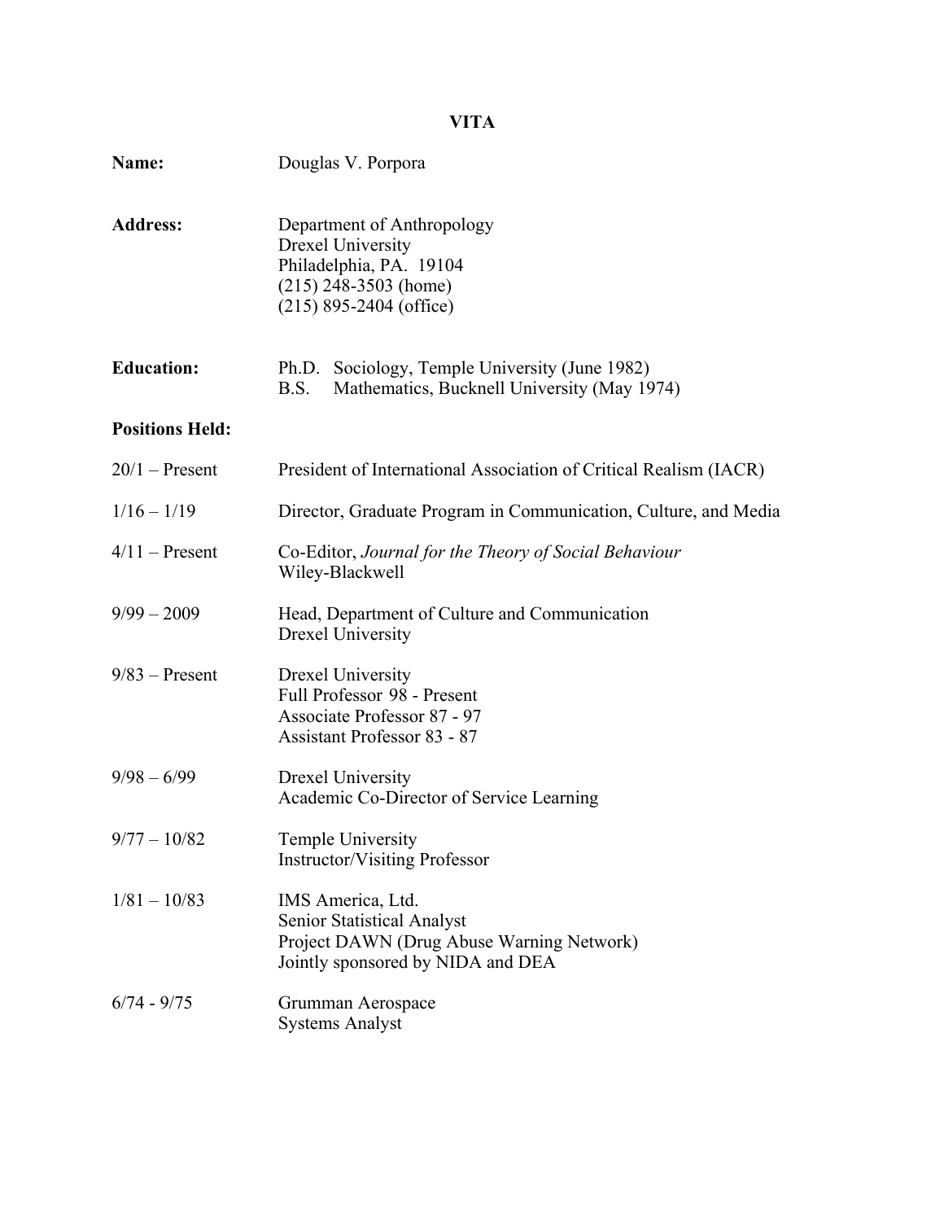# VITA

**Name:** Douglas V. Porpora

**Address:** Department of Anthropology
Drexel University
Philadelphia, PA. 19104
(215) 248-3503 (home)
(215) 895-2404 (office)

**Education:** Ph.D. Sociology, Temple University (June 1982)
B.S. Mathematics, Bucknell University (May 1974)

**Positions Held:**

| | |
|---|---|
| 20/1 – Present | President of International Association of Critical Realism (IACR) |
| 1/16 – 1/19 | Director, Graduate Program in Communication, Culture, and Media |
| 4/11 – Present | Co-Editor, *Journal for the Theory of Social Behaviour*<br>Wiley-Blackwell |
| 9/99 – 2009 | Head, Department of Culture and Communication<br>Drexel University |
| 9/83 – Present | Drexel University<br>Full Professor 98 - Present<br>Associate Professor 87 - 97<br>Assistant Professor 83 - 87 |
| 9/98 – 6/99 | Drexel University<br>Academic Co-Director of Service Learning |
| 9/77 – 10/82 | Temple University<br>Instructor/Visiting Professor |
| 1/81 – 10/83 | IMS America, Ltd.<br>Senior Statistical Analyst<br>Project DAWN (Drug Abuse Warning Network)<br>Jointly sponsored by NIDA and DEA |
| 6/74 - 9/75 | Grumman Aerospace<br>Systems Analyst |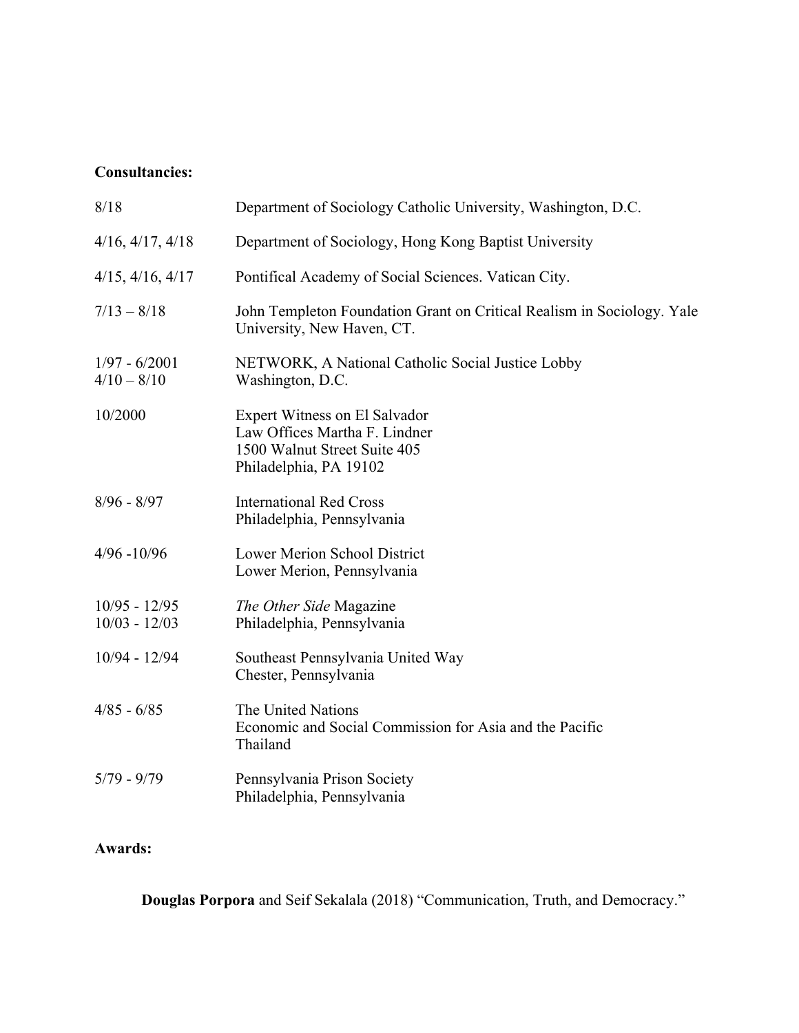**Consultancies:**

| | |
|---|---|
| 8/18 | Department of Sociology Catholic University, Washington, D.C. |
| 4/16, 4/17, 4/18 | Department of Sociology, Hong Kong Baptist University |
| 4/15, 4/16, 4/17 | Pontifical Academy of Social Sciences. Vatican City. |
| 7/13 – 8/18 | John Templeton Foundation Grant on Critical Realism in Sociology. Yale University, New Haven, CT. |
| 1/97 - 6/2001<br>4/10 – 8/10 | NETWORK, A National Catholic Social Justice Lobby<br>Washington, D.C. |
| 10/2000 | Expert Witness on El Salvador<br>Law Offices Martha F. Lindner<br>1500 Walnut Street Suite 405<br>Philadelphia, PA 19102 |
| 8/96 - 8/97 | International Red Cross<br>Philadelphia, Pennsylvania |
| 4/96 -10/96 | Lower Merion School District<br>Lower Merion, Pennsylvania |
| 10/95 - 12/95<br>10/03 - 12/03 | *The Other Side* Magazine<br>Philadelphia, Pennsylvania |
| 10/94 - 12/94 | Southeast Pennsylvania United Way<br>Chester, Pennsylvania |
| 4/85 - 6/85 | The United Nations<br>Economic and Social Commission for Asia and the Pacific<br>Thailand |
| 5/79 - 9/79 | Pennsylvania Prison Society<br>Philadelphia, Pennsylvania |

**Awards:**

**Douglas Porpora** and Seif Sekalala (2018) "Communication, Truth, and Democracy."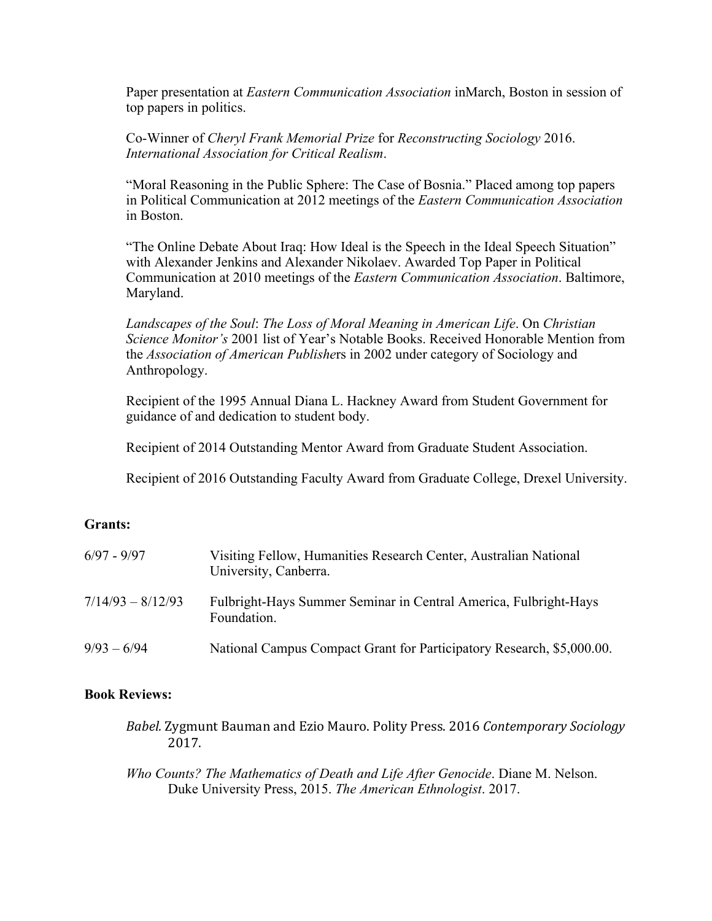Paper presentation at *Eastern Communication Association* inMarch, Boston in session of top papers in politics.

Co-Winner of *Cheryl Frank Memorial Prize* for *Reconstructing Sociology* 2016. *International Association for Critical Realism*.

"Moral Reasoning in the Public Sphere: The Case of Bosnia." Placed among top papers in Political Communication at 2012 meetings of the *Eastern Communication Association* in Boston.

"The Online Debate About Iraq: How Ideal is the Speech in the Ideal Speech Situation" with Alexander Jenkins and Alexander Nikolaev. Awarded Top Paper in Political Communication at 2010 meetings of the *Eastern Communication Association*. Baltimore, Maryland.

*Landscapes of the Soul*: *The Loss of Moral Meaning in American Life*. On *Christian Science Monitor's* 2001 list of Year's Notable Books. Received Honorable Mention from the *Association of American Publishe*rs in 2002 under category of Sociology and Anthropology.

Recipient of the 1995 Annual Diana L. Hackney Award from Student Government for guidance of and dedication to student body.

Recipient of 2014 Outstanding Mentor Award from Graduate Student Association.

Recipient of 2016 Outstanding Faculty Award from Graduate College, Drexel University.

**Grants:**

| | |
|---|---|
| 6/97 - 9/97 | Visiting Fellow, Humanities Research Center, Australian National University, Canberra. |
| 7/14/93 – 8/12/93 | Fulbright-Hays Summer Seminar in Central America, Fulbright-Hays Foundation. |
| 9/93 – 6/94 | National Campus Compact Grant for Participatory Research, $5,000.00. |

**Book Reviews:**

*Babel.* Zygmunt Bauman and Ezio Mauro. Polity Press. 2016 *Contemporary Sociology* 2017.

*Who Counts? The Mathematics of Death and Life After Genocide*. Diane M. Nelson. Duke University Press, 2015. *The American Ethnologist*. 2017.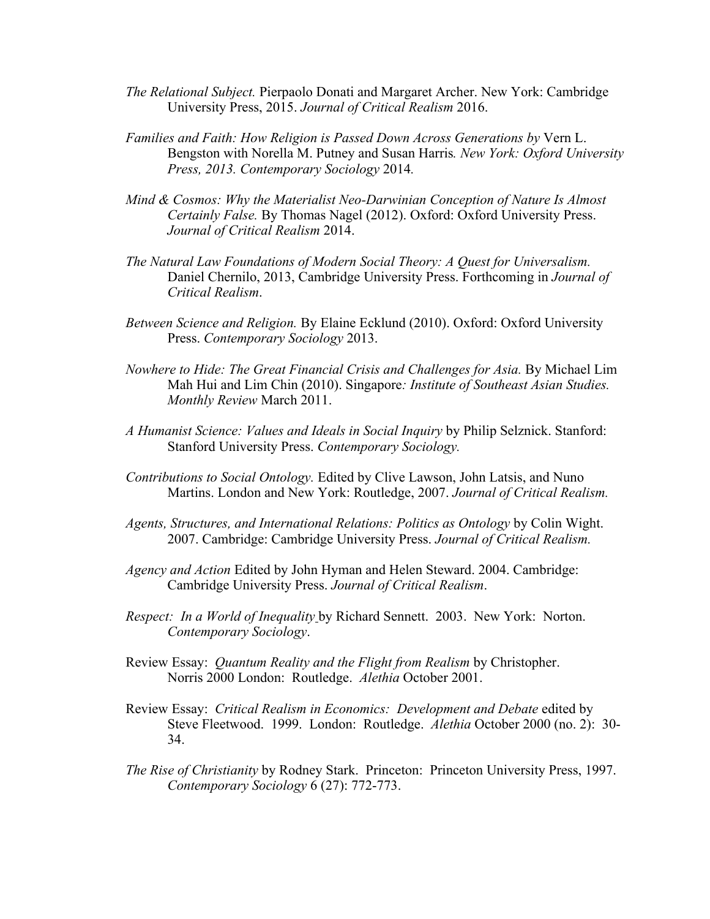*The Relational Subject.* Pierpaolo Donati and Margaret Archer. New York: Cambridge University Press, 2015. *Journal of Critical Realism* 2016.

*Families and Faith: How Religion is Passed Down Across Generations by* Vern L. Bengston with Norella M. Putney and Susan Harris*. New York: Oxford University Press, 2013. Contemporary Sociology* 2014*.*

*Mind & Cosmos: Why the Materialist Neo-Darwinian Conception of Nature Is Almost Certainly False.* By Thomas Nagel (2012). Oxford: Oxford University Press. *Journal of Critical Realism* 2014.

*The Natural Law Foundations of Modern Social Theory: A Quest for Universalism.* Daniel Chernilo, 2013, Cambridge University Press. Forthcoming in *Journal of Critical Realism*.

*Between Science and Religion.* By Elaine Ecklund (2010). Oxford: Oxford University Press. *Contemporary Sociology* 2013.

*Nowhere to Hide: The Great Financial Crisis and Challenges for Asia.* By Michael Lim Mah Hui and Lim Chin (2010). Singapore*: Institute of Southeast Asian Studies. Monthly Review* March 2011.

*A Humanist Science: Values and Ideals in Social Inquiry* by Philip Selznick. Stanford: Stanford University Press. *Contemporary Sociology.*

*Contributions to Social Ontology.* Edited by Clive Lawson, John Latsis, and Nuno Martins. London and New York: Routledge, 2007. *Journal of Critical Realism.*

*Agents, Structures, and International Relations: Politics as Ontology* by Colin Wight. 2007. Cambridge: Cambridge University Press. *Journal of Critical Realism.*

*Agency and Action* Edited by John Hyman and Helen Steward. 2004. Cambridge: Cambridge University Press. *Journal of Critical Realism*.

*Respect: In a World of Inequality* by Richard Sennett. 2003. New York: Norton. *Contemporary Sociology*.

Review Essay: *Quantum Reality and the Flight from Realism* by Christopher. Norris 2000 London: Routledge. *Alethia* October 2001.

Review Essay: *Critical Realism in Economics: Development and Debate* edited by Steve Fleetwood. 1999. London: Routledge. *Alethia* October 2000 (no. 2): 30-34.

*The Rise of Christianity* by Rodney Stark. Princeton: Princeton University Press, 1997. *Contemporary Sociology* 6 (27): 772-773.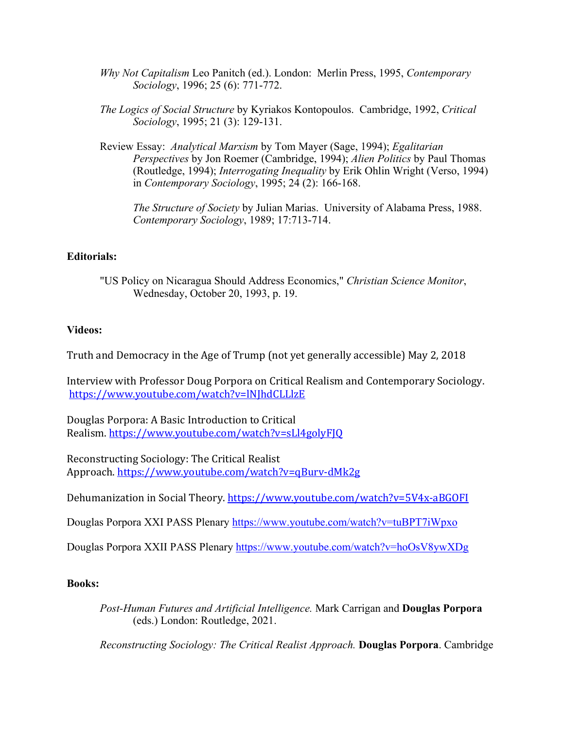*Why Not Capitalism* Leo Panitch (ed.). London: Merlin Press, 1995, *Contemporary Sociology*, 1996; 25 (6): 771-772.

*The Logics of Social Structure* by Kyriakos Kontopoulos. Cambridge, 1992, *Critical Sociology*, 1995; 21 (3): 129-131.

Review Essay: *Analytical Marxism* by Tom Mayer (Sage, 1994); *Egalitarian Perspectives* by Jon Roemer (Cambridge, 1994); *Alien Politics* by Paul Thomas (Routledge, 1994); *Interrogating Inequality* by Erik Ohlin Wright (Verso, 1994) in *Contemporary Sociology*, 1995; 24 (2): 166-168.

*The Structure of Society* by Julian Marias. University of Alabama Press, 1988. *Contemporary Sociology*, 1989; 17:713-714.

**Editorials:**

"US Policy on Nicaragua Should Address Economics," *Christian Science Monitor*, Wednesday, October 20, 1993, p. 19.

**Videos:**

Truth and Democracy in the Age of Trump (not yet generally accessible) May 2, 2018

Interview with Professor Doug Porpora on Critical Realism and Contemporary Sociology. https://www.youtube.com/watch?v=lNJhdCLLlzE

Douglas Porpora: A Basic Introduction to Critical Realism. https://www.youtube.com/watch?v=sLl4golyFJQ

Reconstructing Sociology: The Critical Realist Approach. https://www.youtube.com/watch?v=qBurv-dMk2g

Dehumanization in Social Theory. https://www.youtube.com/watch?v=5V4x-aBGOFI

Douglas Porpora XXI PASS Plenary https://www.youtube.com/watch?v=tuBPT7iWpxo

Douglas Porpora XXII PASS Plenary https://www.youtube.com/watch?v=hoOsV8ywXDg

**Books:**

*Post-Human Futures and Artificial Intelligence.* Mark Carrigan and **Douglas Porpora** (eds.) London: Routledge, 2021.

*Reconstructing Sociology: The Critical Realist Approach.* **Douglas Porpora**. Cambridge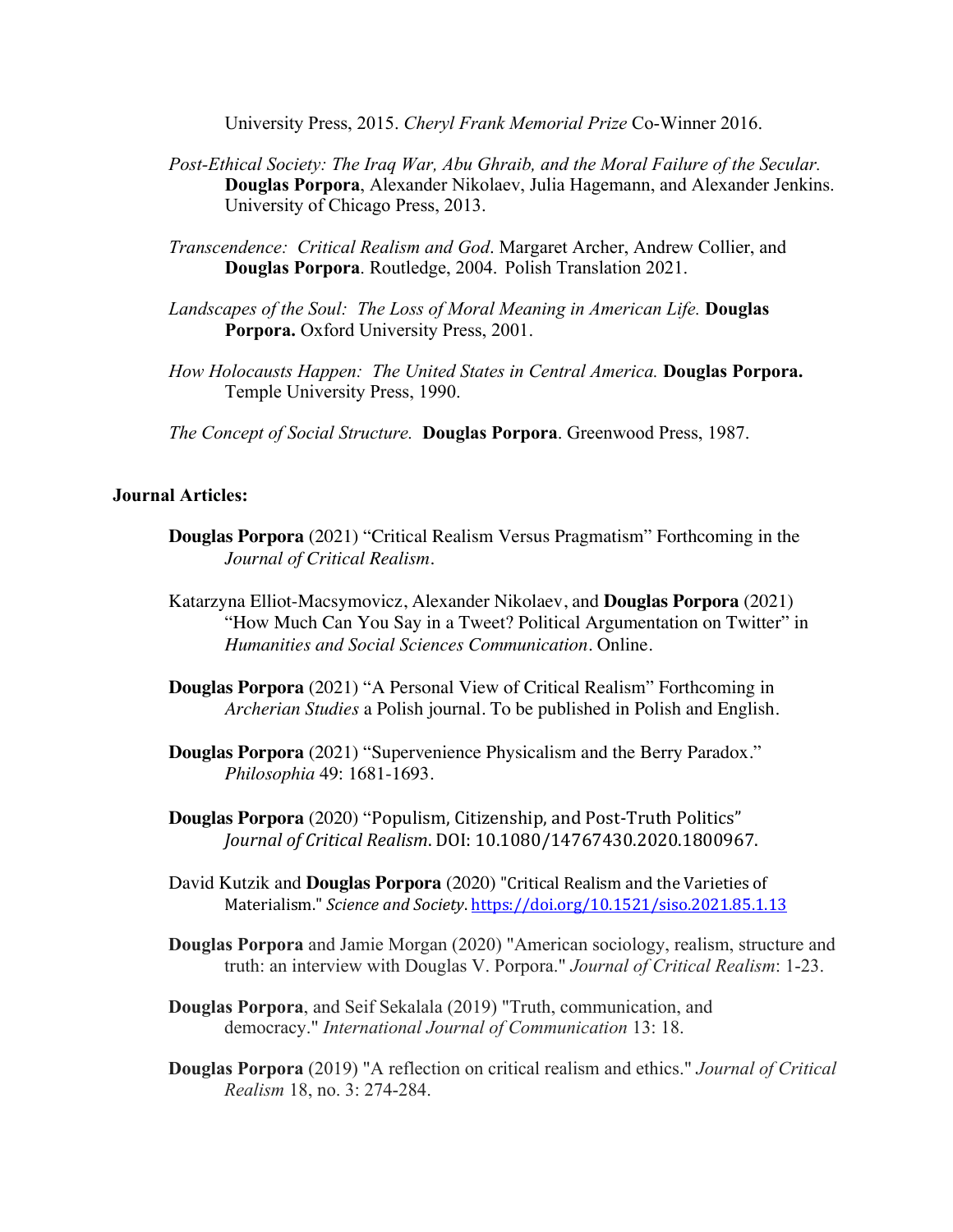University Press, 2015. *Cheryl Frank Memorial Prize* Co-Winner 2016.

*Post-Ethical Society: The Iraq War, Abu Ghraib, and the Moral Failure of the Secular.* **Douglas Porpora**, Alexander Nikolaev, Julia Hagemann, and Alexander Jenkins. University of Chicago Press, 2013.

*Transcendence: Critical Realism and God*. Margaret Archer, Andrew Collier, and **Douglas Porpora**. Routledge, 2004. Polish Translation 2021.

*Landscapes of the Soul: The Loss of Moral Meaning in American Life.* **Douglas Porpora.** Oxford University Press, 2001.

*How Holocausts Happen: The United States in Central America.* **Douglas Porpora.** Temple University Press, 1990.

*The Concept of Social Structure.* **Douglas Porpora**. Greenwood Press, 1987.

**Journal Articles:**

**Douglas Porpora** (2021) "Critical Realism Versus Pragmatism" Forthcoming in the *Journal of Critical Realism*.

Katarzyna Elliot-Macsymovicz, Alexander Nikolaev, and **Douglas Porpora** (2021) "How Much Can You Say in a Tweet? Political Argumentation on Twitter" in *Humanities and Social Sciences Communication*. Online.

**Douglas Porpora** (2021) "A Personal View of Critical Realism" Forthcoming in *Archerian Studies* a Polish journal. To be published in Polish and English.

**Douglas Porpora** (2021) "Supervenience Physicalism and the Berry Paradox." *Philosophia* 49: 1681-1693.

**Douglas Porpora** (2020) "Populism, Citizenship, and Post-Truth Politics" *Journal of Critical Realism*. DOI: 10.1080/14767430.2020.1800967.

David Kutzik and **Douglas Porpora** (2020) "Critical Realism and the Varieties of Materialism." *Science and Society*. https://doi.org/10.1521/siso.2021.85.1.13

**Douglas Porpora** and Jamie Morgan (2020) "American sociology, realism, structure and truth: an interview with Douglas V. Porpora." *Journal of Critical Realism*: 1-23.

**Douglas Porpora**, and Seif Sekalala (2019) "Truth, communication, and democracy." *International Journal of Communication* 13: 18.

**Douglas Porpora** (2019) "A reflection on critical realism and ethics." *Journal of Critical Realism* 18, no. 3: 274-284.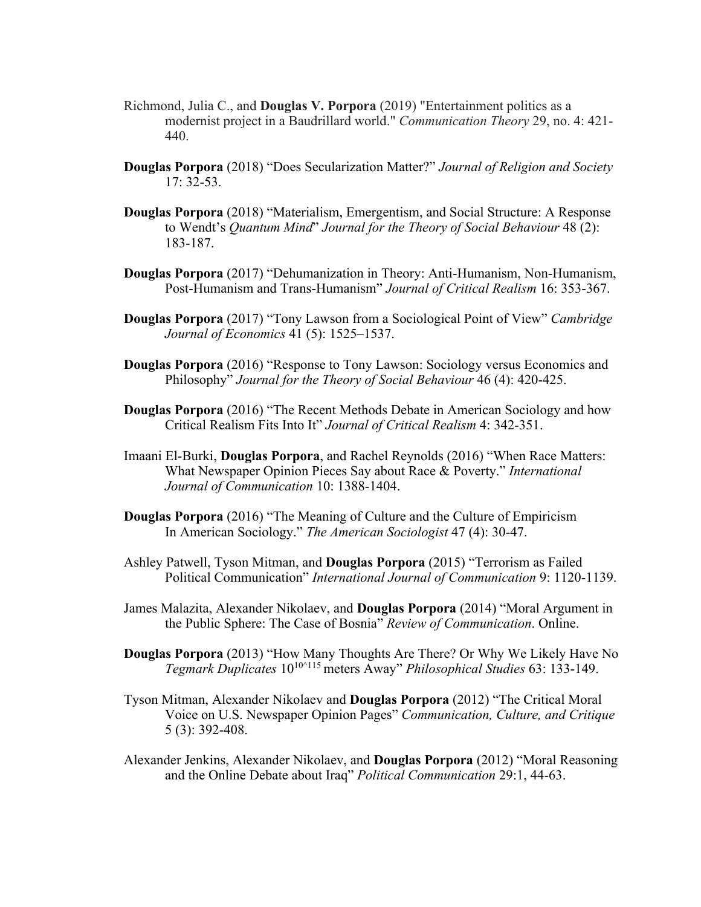Richmond, Julia C., and **Douglas V. Porpora** (2019) "Entertainment politics as a modernist project in a Baudrillard world." *Communication Theory* 29, no. 4: 421-440.

**Douglas Porpora** (2018) "Does Secularization Matter?" *Journal of Religion and Society* 17: 32-53.

**Douglas Porpora** (2018) "Materialism, Emergentism, and Social Structure: A Response to Wendt's *Quantum Mind*" *Journal for the Theory of Social Behaviour* 48 (2): 183-187.

**Douglas Porpora** (2017) "Dehumanization in Theory: Anti-Humanism, Non-Humanism, Post-Humanism and Trans-Humanism" *Journal of Critical Realism* 16: 353-367.

**Douglas Porpora** (2017) "Tony Lawson from a Sociological Point of View" *Cambridge Journal of Economics* 41 (5): 1525–1537.

**Douglas Porpora** (2016) "Response to Tony Lawson: Sociology versus Economics and Philosophy" *Journal for the Theory of Social Behaviour* 46 (4): 420-425.

**Douglas Porpora** (2016) "The Recent Methods Debate in American Sociology and how Critical Realism Fits Into It" *Journal of Critical Realism* 4: 342-351.

Imaani El-Burki, **Douglas Porpora**, and Rachel Reynolds (2016) "When Race Matters: What Newspaper Opinion Pieces Say about Race & Poverty." *International Journal of Communication* 10: 1388-1404.

**Douglas Porpora** (2016) "The Meaning of Culture and the Culture of Empiricism In American Sociology." *The American Sociologist* 47 (4): 30-47.

Ashley Patwell, Tyson Mitman, and **Douglas Porpora** (2015) "Terrorism as Failed Political Communication" *International Journal of Communication* 9: 1120-1139.

James Malazita, Alexander Nikolaev, and **Douglas Porpora** (2014) "Moral Argument in the Public Sphere: The Case of Bosnia" *Review of Communication*. Online.

**Douglas Porpora** (2013) "How Many Thoughts Are There? Or Why We Likely Have No *Tegmark Duplicates* $10^{10^{115}}$ meters Away" *Philosophical Studies* 63: 133-149.

Tyson Mitman, Alexander Nikolaev and **Douglas Porpora** (2012) "The Critical Moral Voice on U.S. Newspaper Opinion Pages" *Communication, Culture, and Critique* 5 (3): 392-408.

Alexander Jenkins, Alexander Nikolaev, and **Douglas Porpora** (2012) "Moral Reasoning and the Online Debate about Iraq" *Political Communication* 29:1, 44-63.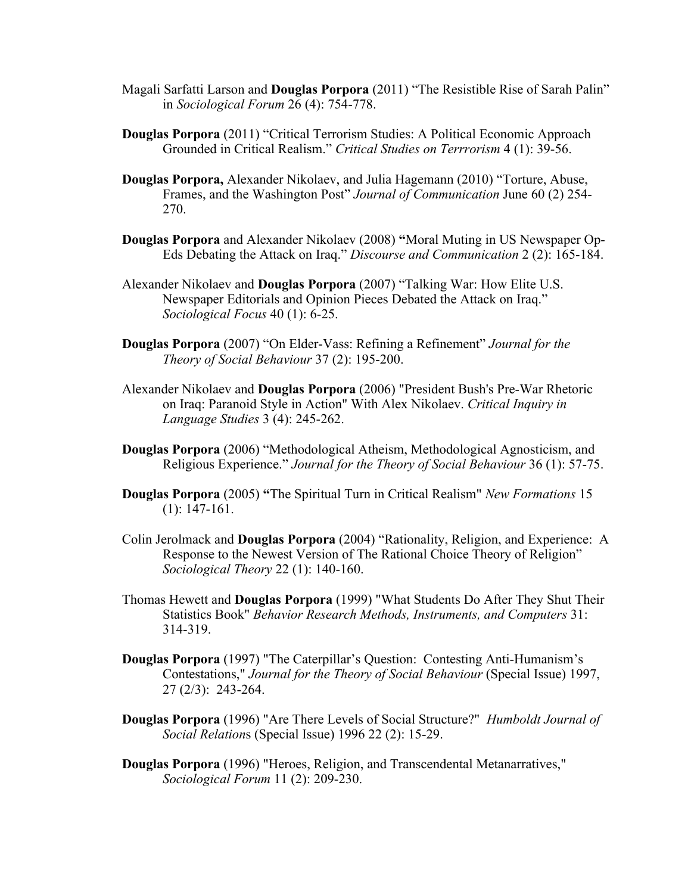Magali Sarfatti Larson and **Douglas Porpora** (2011) "The Resistible Rise of Sarah Palin" in *Sociological Forum* 26 (4): 754-778.

**Douglas Porpora** (2011) "Critical Terrorism Studies: A Political Economic Approach Grounded in Critical Realism." *Critical Studies on Terrrorism* 4 (1): 39-56.

**Douglas Porpora,** Alexander Nikolaev, and Julia Hagemann (2010) "Torture, Abuse, Frames, and the Washington Post" *Journal of Communication* June 60 (2) 254-270.

**Douglas Porpora** and Alexander Nikolaev (2008) **"**Moral Muting in US Newspaper Op-Eds Debating the Attack on Iraq." *Discourse and Communication* 2 (2): 165-184.

Alexander Nikolaev and **Douglas Porpora** (2007) "Talking War: How Elite U.S. Newspaper Editorials and Opinion Pieces Debated the Attack on Iraq." *Sociological Focus* 40 (1): 6-25.

**Douglas Porpora** (2007) "On Elder-Vass: Refining a Refinement" *Journal for the Theory of Social Behaviour* 37 (2): 195-200.

Alexander Nikolaev and **Douglas Porpora** (2006) "President Bush's Pre-War Rhetoric on Iraq: Paranoid Style in Action" With Alex Nikolaev. *Critical Inquiry in Language Studies* 3 (4): 245-262.

**Douglas Porpora** (2006) "Methodological Atheism, Methodological Agnosticism, and Religious Experience." *Journal for the Theory of Social Behaviour* 36 (1): 57-75.

**Douglas Porpora** (2005) **"**The Spiritual Turn in Critical Realism" *New Formations* 15 (1): 147-161.

Colin Jerolmack and **Douglas Porpora** (2004) "Rationality, Religion, and Experience: A Response to the Newest Version of The Rational Choice Theory of Religion" *Sociological Theory* 22 (1): 140-160.

Thomas Hewett and **Douglas Porpora** (1999) "What Students Do After They Shut Their Statistics Book" *Behavior Research Methods, Instruments, and Computers* 31: 314-319.

**Douglas Porpora** (1997) "The Caterpillar's Question: Contesting Anti-Humanism's Contestations," *Journal for the Theory of Social Behaviour* (Special Issue) 1997, 27 (2/3): 243-264.

**Douglas Porpora** (1996) "Are There Levels of Social Structure?" *Humboldt Journal of Social Relations* (Special Issue) 1996 22 (2): 15-29.

**Douglas Porpora** (1996) "Heroes, Religion, and Transcendental Metanarratives," *Sociological Forum* 11 (2): 209-230.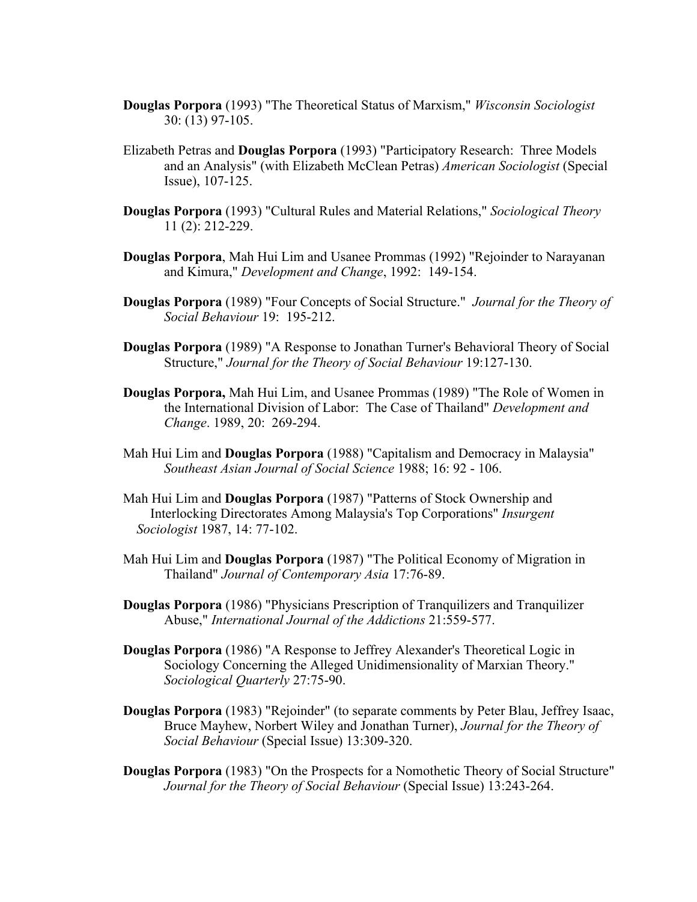**Douglas Porpora** (1993) "The Theoretical Status of Marxism," *Wisconsin Sociologist* 30: (13) 97-105.

Elizabeth Petras and **Douglas Porpora** (1993) "Participatory Research: Three Models and an Analysis" (with Elizabeth McClean Petras) *American Sociologist* (Special Issue), 107-125.

**Douglas Porpora** (1993) "Cultural Rules and Material Relations," *Sociological Theory* 11 (2): 212-229.

**Douglas Porpora**, Mah Hui Lim and Usanee Prommas (1992) "Rejoinder to Narayanan and Kimura," *Development and Change*, 1992: 149-154.

**Douglas Porpora** (1989) "Four Concepts of Social Structure." *Journal for the Theory of Social Behaviour* 19: 195-212.

**Douglas Porpora** (1989) "A Response to Jonathan Turner's Behavioral Theory of Social Structure," *Journal for the Theory of Social Behaviour* 19:127-130.

**Douglas Porpora,** Mah Hui Lim, and Usanee Prommas (1989) "The Role of Women in the International Division of Labor: The Case of Thailand" *Development and Change*. 1989, 20: 269-294.

Mah Hui Lim and **Douglas Porpora** (1988) "Capitalism and Democracy in Malaysia" *Southeast Asian Journal of Social Science* 1988; 16: 92 - 106.

Mah Hui Lim and **Douglas Porpora** (1987) "Patterns of Stock Ownership and Interlocking Directorates Among Malaysia's Top Corporations" *Insurgent Sociologist* 1987, 14: 77-102.

Mah Hui Lim and **Douglas Porpora** (1987) "The Political Economy of Migration in Thailand" *Journal of Contemporary Asia* 17:76-89.

**Douglas Porpora** (1986) "Physicians Prescription of Tranquilizers and Tranquilizer Abuse," *International Journal of the Addictions* 21:559-577.

**Douglas Porpora** (1986) "A Response to Jeffrey Alexander's Theoretical Logic in Sociology Concerning the Alleged Unidimensionality of Marxian Theory." *Sociological Quarterly* 27:75-90.

**Douglas Porpora** (1983) "Rejoinder" (to separate comments by Peter Blau, Jeffrey Isaac, Bruce Mayhew, Norbert Wiley and Jonathan Turner), *Journal for the Theory of Social Behaviour* (Special Issue) 13:309-320.

**Douglas Porpora** (1983) "On the Prospects for a Nomothetic Theory of Social Structure" *Journal for the Theory of Social Behaviour* (Special Issue) 13:243-264.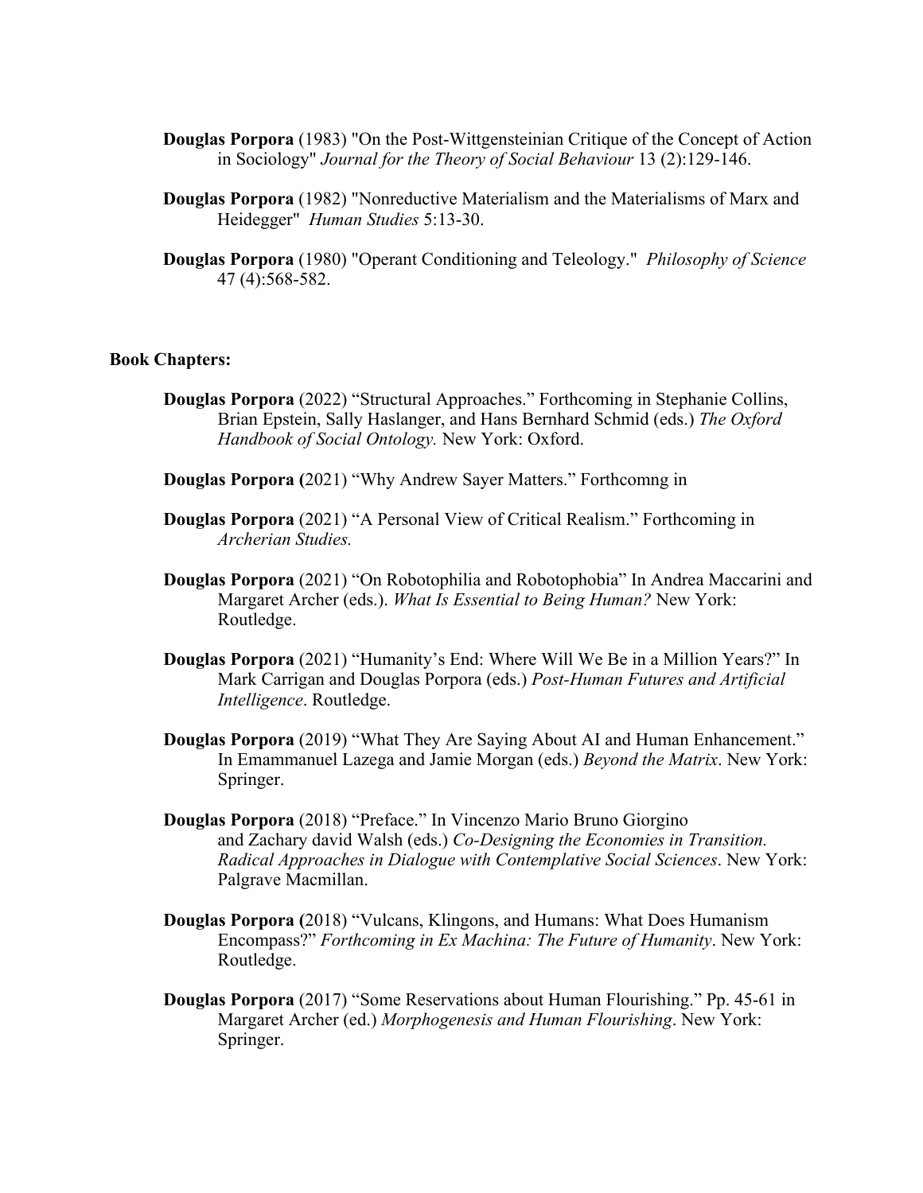**Douglas Porpora** (1983) "On the Post-Wittgensteinian Critique of the Concept of Action in Sociology" *Journal for the Theory of Social Behaviour* 13 (2):129-146.

**Douglas Porpora** (1982) "Nonreductive Materialism and the Materialisms of Marx and Heidegger" *Human Studies* 5:13-30.

**Douglas Porpora** (1980) "Operant Conditioning and Teleology." *Philosophy of Science* 47 (4):568-582.

**Book Chapters:**

**Douglas Porpora** (2022) "Structural Approaches." Forthcoming in Stephanie Collins, Brian Epstein, Sally Haslanger, and Hans Bernhard Schmid (eds.) *The Oxford Handbook of Social Ontology.* New York: Oxford.

**Douglas Porpora (**2021) "Why Andrew Sayer Matters." Forthcomng in

**Douglas Porpora** (2021) "A Personal View of Critical Realism." Forthcoming in *Archerian Studies.*

**Douglas Porpora** (2021) "On Robotophilia and Robotophobia" In Andrea Maccarini and Margaret Archer (eds.). *What Is Essential to Being Human?* New York: Routledge.

**Douglas Porpora** (2021) "Humanity's End: Where Will We Be in a Million Years?" In Mark Carrigan and Douglas Porpora (eds.) *Post-Human Futures and Artificial Intelligence*. Routledge.

**Douglas Porpora** (2019) "What They Are Saying About AI and Human Enhancement." In Emammanuel Lazega and Jamie Morgan (eds.) *Beyond the Matrix*. New York: Springer.

**Douglas Porpora** (2018) "Preface." In Vincenzo Mario Bruno Giorgino and Zachary david Walsh (eds.) *Co-Designing the Economies in Transition. Radical Approaches in Dialogue with Contemplative Social Sciences*. New York: Palgrave Macmillan.

**Douglas Porpora (**2018) "Vulcans, Klingons, and Humans: What Does Humanism Encompass?" *Forthcoming in Ex Machina: The Future of Humanity*. New York: Routledge.

**Douglas Porpora** (2017) "Some Reservations about Human Flourishing." Pp. 45-61 in Margaret Archer (ed.) *Morphogenesis and Human Flourishing*. New York: Springer.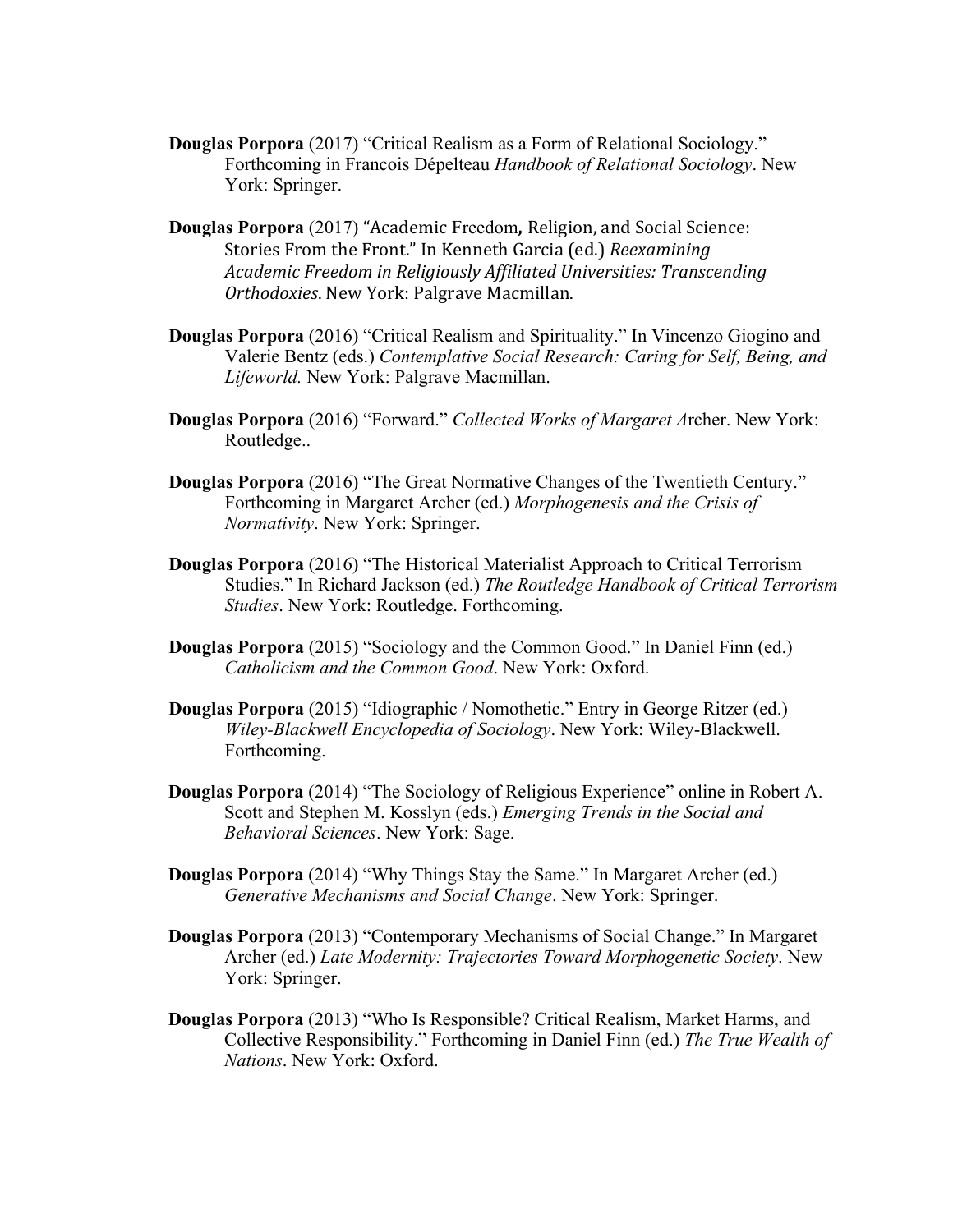**Douglas Porpora** (2017) "Critical Realism as a Form of Relational Sociology." Forthcoming in Francois Dépelteau *Handbook of Relational Sociology*. New York: Springer.

**Douglas Porpora** (2017) "Academic Freedom**,** Religion, and Social Science: Stories From the Front." In Kenneth Garcia (ed.) *Reexamining Academic Freedom in Religiously Affiliated Universities: Transcending Orthodoxies.* New York: Palgrave Macmillan.

**Douglas Porpora** (2016) "Critical Realism and Spirituality." In Vincenzo Giogino and Valerie Bentz (eds.) *Contemplative Social Research: Caring for Self, Being, and Lifeworld.* New York: Palgrave Macmillan.

**Douglas Porpora** (2016) "Forward." *Collected Works of Margaret A*rcher. New York: Routledge..

**Douglas Porpora** (2016) "The Great Normative Changes of the Twentieth Century." Forthcoming in Margaret Archer (ed.) *Morphogenesis and the Crisis of Normativity*. New York: Springer.

**Douglas Porpora** (2016) "The Historical Materialist Approach to Critical Terrorism Studies." In Richard Jackson (ed.) *The Routledge Handbook of Critical Terrorism Studies*. New York: Routledge. Forthcoming.

**Douglas Porpora** (2015) "Sociology and the Common Good." In Daniel Finn (ed.) *Catholicism and the Common Good*. New York: Oxford.

**Douglas Porpora** (2015) "Idiographic / Nomothetic." Entry in George Ritzer (ed.) *Wiley-Blackwell Encyclopedia of Sociology*. New York: Wiley-Blackwell. Forthcoming.

**Douglas Porpora** (2014) "The Sociology of Religious Experience" online in Robert A. Scott and Stephen M. Kosslyn (eds.) *Emerging Trends in the Social and Behavioral Sciences*. New York: Sage.

**Douglas Porpora** (2014) "Why Things Stay the Same." In Margaret Archer (ed.) *Generative Mechanisms and Social Change*. New York: Springer.

**Douglas Porpora** (2013) "Contemporary Mechanisms of Social Change." In Margaret Archer (ed.) *Late Modernity: Trajectories Toward Morphogenetic Society*. New York: Springer.

**Douglas Porpora** (2013) "Who Is Responsible? Critical Realism, Market Harms, and Collective Responsibility." Forthcoming in Daniel Finn (ed.) *The True Wealth of Nations*. New York: Oxford.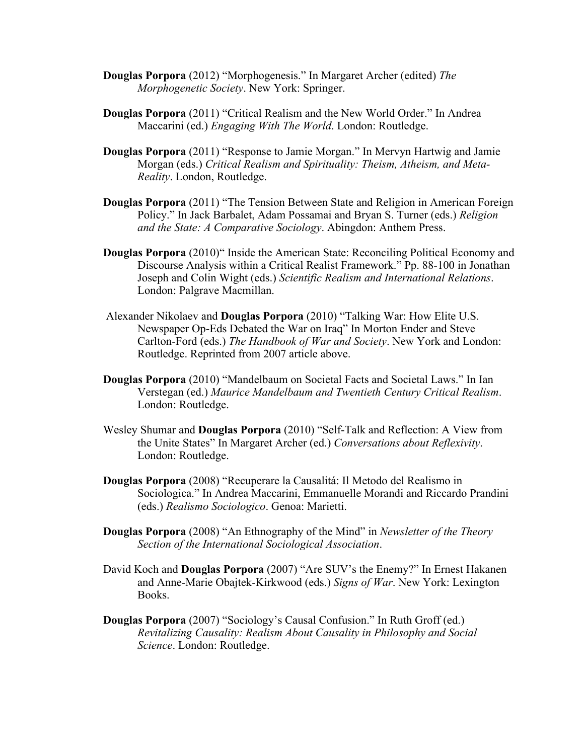**Douglas Porpora** (2012) "Morphogenesis." In Margaret Archer (edited) *The Morphogenetic Society*. New York: Springer.

**Douglas Porpora** (2011) "Critical Realism and the New World Order." In Andrea Maccarini (ed.) *Engaging With The World*. London: Routledge.

**Douglas Porpora** (2011) "Response to Jamie Morgan." In Mervyn Hartwig and Jamie Morgan (eds.) *Critical Realism and Spirituality: Theism, Atheism, and Meta-Reality*. London, Routledge.

**Douglas Porpora** (2011) "The Tension Between State and Religion in American Foreign Policy." In Jack Barbalet, Adam Possamai and Bryan S. Turner (eds.) *Religion and the State: A Comparative Sociology*. Abingdon: Anthem Press.

**Douglas Porpora** (2010)" Inside the American State: Reconciling Political Economy and Discourse Analysis within a Critical Realist Framework." Pp. 88-100 in Jonathan Joseph and Colin Wight (eds.) *Scientific Realism and International Relations*. London: Palgrave Macmillan.

Alexander Nikolaev and **Douglas Porpora** (2010) "Talking War: How Elite U.S. Newspaper Op-Eds Debated the War on Iraq" In Morton Ender and Steve Carlton-Ford (eds.) *The Handbook of War and Society*. New York and London: Routledge. Reprinted from 2007 article above.

**Douglas Porpora** (2010) "Mandelbaum on Societal Facts and Societal Laws." In Ian Verstegan (ed.) *Maurice Mandelbaum and Twentieth Century Critical Realism*. London: Routledge.

Wesley Shumar and **Douglas Porpora** (2010) "Self-Talk and Reflection: A View from the Unite States" In Margaret Archer (ed.) *Conversations about Reflexivity*. London: Routledge.

**Douglas Porpora** (2008) "Recuperare la Causalitá: Il Metodo del Realismo in Sociologica." In Andrea Maccarini, Emmanuelle Morandi and Riccardo Prandini (eds.) *Realismo Sociologico*. Genoa: Marietti.

**Douglas Porpora** (2008) "An Ethnography of the Mind" in *Newsletter of the Theory Section of the International Sociological Association*.

David Koch and **Douglas Porpora** (2007) "Are SUV's the Enemy?" In Ernest Hakanen and Anne-Marie Obajtek-Kirkwood (eds.) *Signs of War*. New York: Lexington Books.

**Douglas Porpora** (2007) "Sociology's Causal Confusion." In Ruth Groff (ed.) *Revitalizing Causality: Realism About Causality in Philosophy and Social Science*. London: Routledge.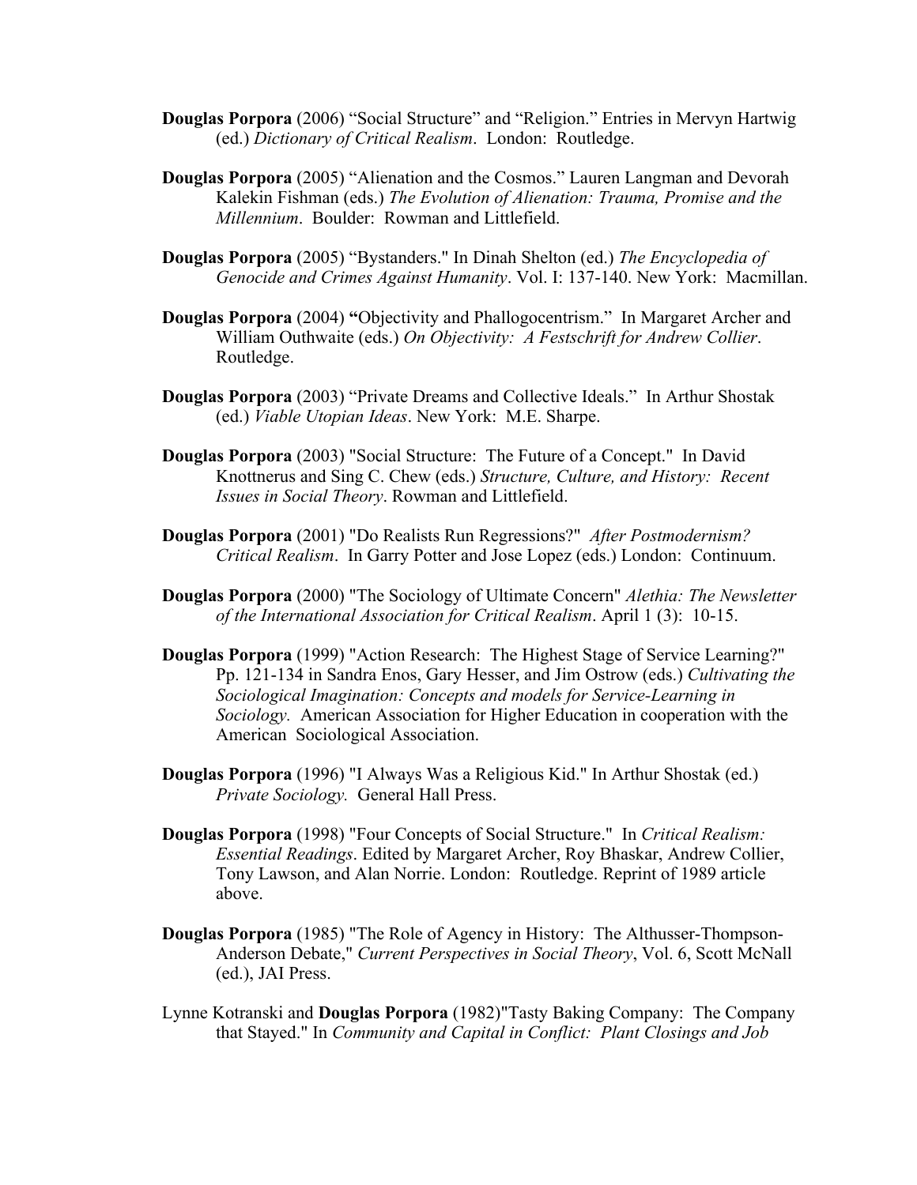**Douglas Porpora** (2006) "Social Structure" and "Religion." Entries in Mervyn Hartwig (ed.) *Dictionary of Critical Realism*. London: Routledge.

**Douglas Porpora** (2005) "Alienation and the Cosmos." Lauren Langman and Devorah Kalekin Fishman (eds.) *The Evolution of Alienation: Trauma, Promise and the Millennium*. Boulder: Rowman and Littlefield.

**Douglas Porpora** (2005) "Bystanders." In Dinah Shelton (ed.) *The Encyclopedia of Genocide and Crimes Against Humanity*. Vol. I: 137-140. New York: Macmillan.

**Douglas Porpora** (2004) **"**Objectivity and Phallogocentrism." In Margaret Archer and William Outhwaite (eds.) *On Objectivity: A Festschrift for Andrew Collier*. Routledge.

**Douglas Porpora** (2003) "Private Dreams and Collective Ideals." In Arthur Shostak (ed.) *Viable Utopian Ideas*. New York: M.E. Sharpe.

**Douglas Porpora** (2003) "Social Structure: The Future of a Concept." In David Knottnerus and Sing C. Chew (eds.) *Structure, Culture, and History: Recent Issues in Social Theory*. Rowman and Littlefield.

**Douglas Porpora** (2001) "Do Realists Run Regressions?" *After Postmodernism? Critical Realism*. In Garry Potter and Jose Lopez (eds.) London: Continuum.

**Douglas Porpora** (2000) "The Sociology of Ultimate Concern" *Alethia: The Newsletter of the International Association for Critical Realism*. April 1 (3): 10-15.

**Douglas Porpora** (1999) "Action Research: The Highest Stage of Service Learning?" Pp. 121-134 in Sandra Enos, Gary Hesser, and Jim Ostrow (eds.) *Cultivating the Sociological Imagination: Concepts and models for Service-Learning in Sociology.* American Association for Higher Education in cooperation with the American Sociological Association.

**Douglas Porpora** (1996) "I Always Was a Religious Kid." In Arthur Shostak (ed.) *Private Sociology.* General Hall Press.

**Douglas Porpora** (1998) "Four Concepts of Social Structure." In *Critical Realism: Essential Readings*. Edited by Margaret Archer, Roy Bhaskar, Andrew Collier, Tony Lawson, and Alan Norrie. London: Routledge. Reprint of 1989 article above.

**Douglas Porpora** (1985) "The Role of Agency in History: The Althusser-Thompson-Anderson Debate," *Current Perspectives in Social Theory*, Vol. 6, Scott McNall (ed.), JAI Press.

Lynne Kotranski and **Douglas Porpora** (1982)"Tasty Baking Company: The Company that Stayed." In *Community and Capital in Conflict: Plant Closings and Job*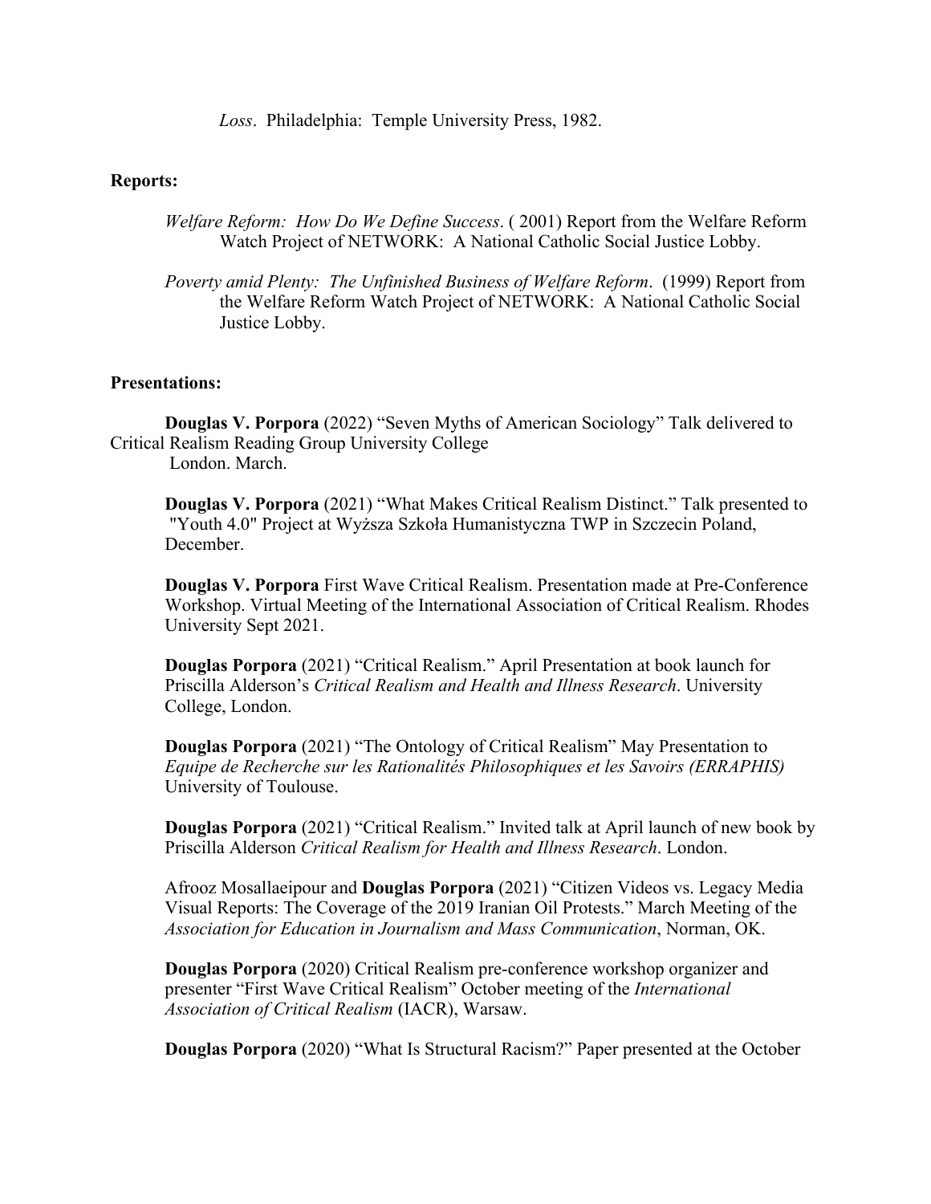*Loss*. Philadelphia: Temple University Press, 1982.

**Reports:**

*Welfare Reform: How Do We Define Success*. ( 2001) Report from the Welfare Reform Watch Project of NETWORK: A National Catholic Social Justice Lobby.

*Poverty amid Plenty: The Unfinished Business of Welfare Reform*. (1999) Report from the Welfare Reform Watch Project of NETWORK: A National Catholic Social Justice Lobby.

**Presentations:**

**Douglas V. Porpora** (2022) "Seven Myths of American Sociology" Talk delivered to Critical Realism Reading Group University College London. March.

**Douglas V. Porpora** (2021) "What Makes Critical Realism Distinct." Talk presented to "Youth 4.0" Project at Wyższa Szkoła Humanistyczna TWP in Szczecin Poland, December.

**Douglas V. Porpora** First Wave Critical Realism. Presentation made at Pre-Conference Workshop. Virtual Meeting of the International Association of Critical Realism. Rhodes University Sept 2021.

**Douglas Porpora** (2021) "Critical Realism." April Presentation at book launch for Priscilla Alderson's *Critical Realism and Health and Illness Research*. University College, London.

**Douglas Porpora** (2021) "The Ontology of Critical Realism" May Presentation to *Equipe de Recherche sur les Rationalités Philosophiques et les Savoirs (ERRAPHIS)* University of Toulouse.

**Douglas Porpora** (2021) "Critical Realism." Invited talk at April launch of new book by Priscilla Alderson *Critical Realism for Health and Illness Research*. London.

Afrooz Mosallaeipour and **Douglas Porpora** (2021) "Citizen Videos vs. Legacy Media Visual Reports: The Coverage of the 2019 Iranian Oil Protests." March Meeting of the *Association for Education in Journalism and Mass Communication*, Norman, OK.

**Douglas Porpora** (2020) Critical Realism pre-conference workshop organizer and presenter "First Wave Critical Realism" October meeting of the *International Association of Critical Realism* (IACR), Warsaw.

**Douglas Porpora** (2020) "What Is Structural Racism?" Paper presented at the October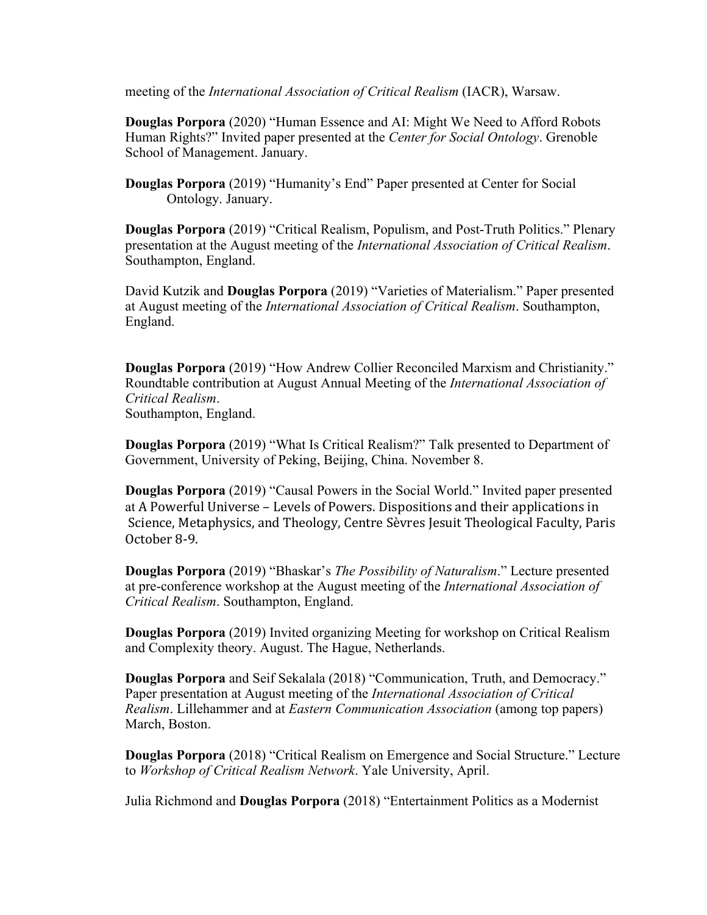meeting of the *International Association of Critical Realism* (IACR), Warsaw.

**Douglas Porpora** (2020) “Human Essence and AI: Might We Need to Afford Robots Human Rights?” Invited paper presented at the *Center for Social Ontology*. Grenoble School of Management. January.

**Douglas Porpora** (2019) “Humanity’s End” Paper presented at Center for Social Ontology. January.

**Douglas Porpora** (2019) “Critical Realism, Populism, and Post-Truth Politics.” Plenary presentation at the August meeting of the *International Association of Critical Realism*. Southampton, England.

David Kutzik and **Douglas Porpora** (2019) “Varieties of Materialism.” Paper presented at August meeting of the *International Association of Critical Realism*. Southampton, England.

**Douglas Porpora** (2019) “How Andrew Collier Reconciled Marxism and Christianity.” Roundtable contribution at August Annual Meeting of the *International Association of Critical Realism*.
Southampton, England.

**Douglas Porpora** (2019) “What Is Critical Realism?” Talk presented to Department of Government, University of Peking, Beijing, China. November 8.

**Douglas Porpora** (2019) “Causal Powers in the Social World.” Invited paper presented at A Powerful Universe – Levels of Powers. Dispositions and their applications in Science, Metaphysics, and Theology, Centre Sèvres Jesuit Theological Faculty, Paris October 8-9.

**Douglas Porpora** (2019) “Bhaskar’s *The Possibility of Naturalism*.” Lecture presented at pre-conference workshop at the August meeting of the *International Association of Critical Realism*. Southampton, England.

**Douglas Porpora** (2019) Invited organizing Meeting for workshop on Critical Realism and Complexity theory. August. The Hague, Netherlands.

**Douglas Porpora** and Seif Sekalala (2018) “Communication, Truth, and Democracy.” Paper presentation at August meeting of the *International Association of Critical Realism*. Lillehammer and at *Eastern Communication Association* (among top papers) March, Boston.

**Douglas Porpora** (2018) “Critical Realism on Emergence and Social Structure.” Lecture to *Workshop of Critical Realism Network*. Yale University, April.

Julia Richmond and **Douglas Porpora** (2018) “Entertainment Politics as a Modernist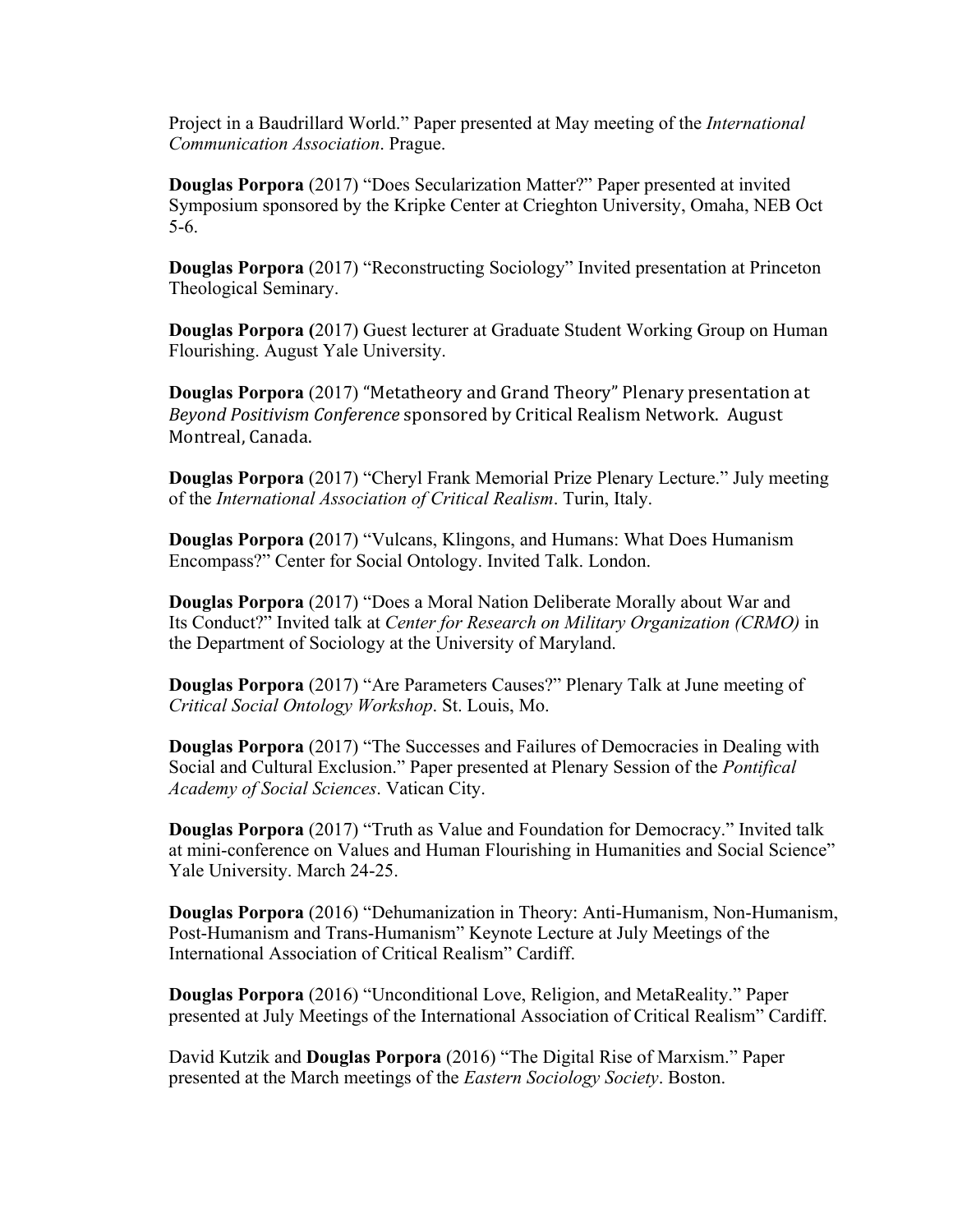Project in a Baudrillard World." Paper presented at May meeting of the *International Communication Association*. Prague.

**Douglas Porpora** (2017) "Does Secularization Matter?" Paper presented at invited Symposium sponsored by the Kripke Center at Crieghton University, Omaha, NEB Oct 5-6.

**Douglas Porpora** (2017) "Reconstructing Sociology" Invited presentation at Princeton Theological Seminary.

**Douglas Porpora (**2017) Guest lecturer at Graduate Student Working Group on Human Flourishing. August Yale University.

**Douglas Porpora** (2017) "Metatheory and Grand Theory" Plenary presentation at *Beyond Positivism Conference* sponsored by Critical Realism Network. August Montreal, Canada.

**Douglas Porpora** (2017) "Cheryl Frank Memorial Prize Plenary Lecture." July meeting of the *International Association of Critical Realism*. Turin, Italy.

**Douglas Porpora (**2017) "Vulcans, Klingons, and Humans: What Does Humanism Encompass?" Center for Social Ontology. Invited Talk. London.

**Douglas Porpora** (2017) "Does a Moral Nation Deliberate Morally about War and Its Conduct?" Invited talk at *Center for Research on Military Organization (CRMO)* in the Department of Sociology at the University of Maryland.

**Douglas Porpora** (2017) "Are Parameters Causes?" Plenary Talk at June meeting of *Critical Social Ontology Workshop*. St. Louis, Mo.

**Douglas Porpora** (2017) "The Successes and Failures of Democracies in Dealing with Social and Cultural Exclusion." Paper presented at Plenary Session of the *Pontifical Academy of Social Sciences*. Vatican City.

**Douglas Porpora** (2017) "Truth as Value and Foundation for Democracy." Invited talk at mini-conference on Values and Human Flourishing in Humanities and Social Science" Yale University. March 24-25.

**Douglas Porpora** (2016) "Dehumanization in Theory: Anti-Humanism, Non-Humanism, Post-Humanism and Trans-Humanism" Keynote Lecture at July Meetings of the International Association of Critical Realism" Cardiff.

**Douglas Porpora** (2016) "Unconditional Love, Religion, and MetaReality." Paper presented at July Meetings of the International Association of Critical Realism" Cardiff.

David Kutzik and **Douglas Porpora** (2016) "The Digital Rise of Marxism." Paper presented at the March meetings of the *Eastern Sociology Society*. Boston.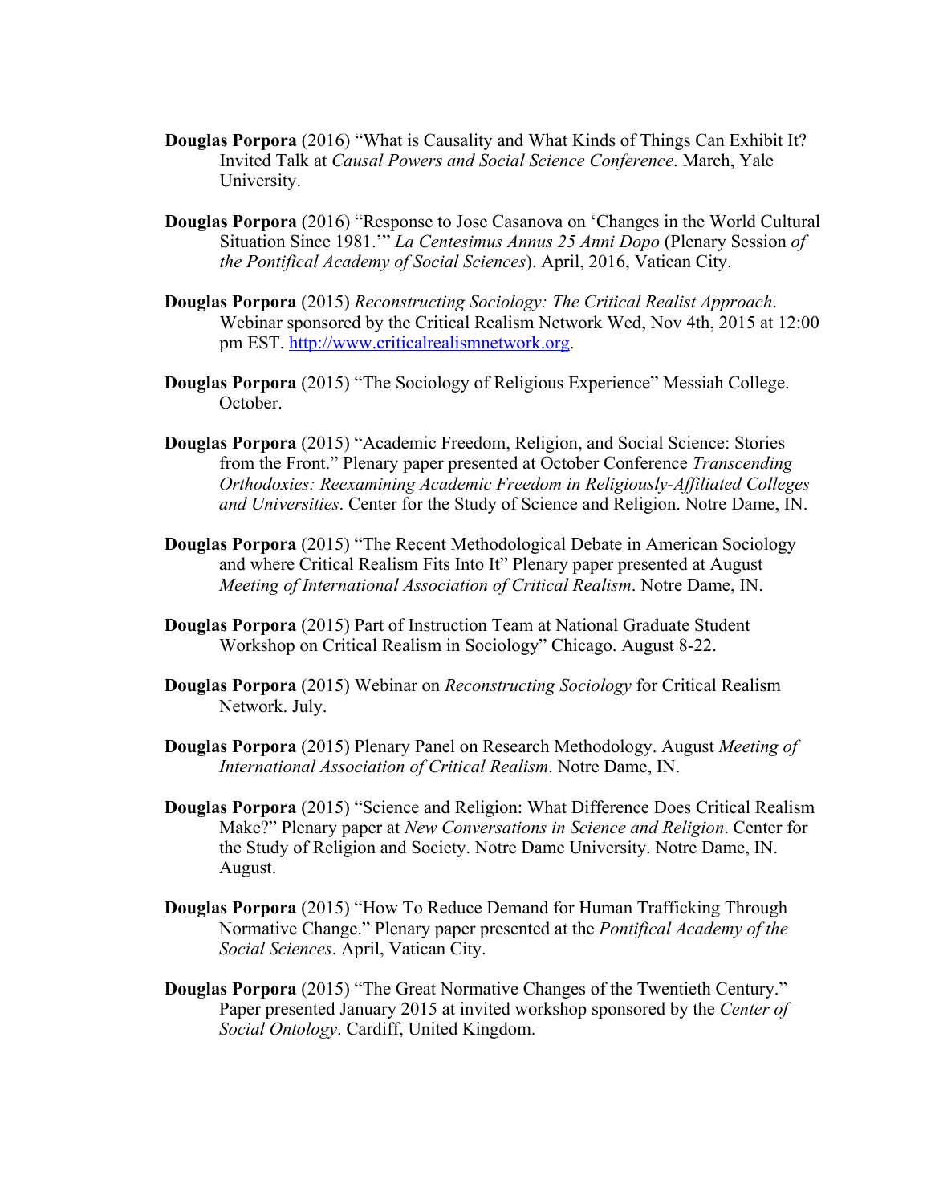**Douglas Porpora** (2016) "What is Causality and What Kinds of Things Can Exhibit It? Invited Talk at *Causal Powers and Social Science Conference*. March, Yale University.

**Douglas Porpora** (2016) "Response to Jose Casanova on 'Changes in the World Cultural Situation Since 1981.'" *La Centesimus Annus 25 Anni Dopo* (Plenary Session *of the Pontifical Academy of Social Sciences*). April, 2016, Vatican City.

**Douglas Porpora** (2015) *Reconstructing Sociology: The Critical Realist Approach*. Webinar sponsored by the Critical Realism Network Wed, Nov 4th, 2015 at 12:00 pm EST. http://www.criticalrealismnetwork.org.

**Douglas Porpora** (2015) "The Sociology of Religious Experience" Messiah College. October.

**Douglas Porpora** (2015) "Academic Freedom, Religion, and Social Science: Stories from the Front." Plenary paper presented at October Conference *Transcending Orthodoxies: Reexamining Academic Freedom in Religiously-Affiliated Colleges and Universities*. Center for the Study of Science and Religion. Notre Dame, IN.

**Douglas Porpora** (2015) "The Recent Methodological Debate in American Sociology and where Critical Realism Fits Into It" Plenary paper presented at August *Meeting of International Association of Critical Realism*. Notre Dame, IN.

**Douglas Porpora** (2015) Part of Instruction Team at National Graduate Student Workshop on Critical Realism in Sociology" Chicago. August 8-22.

**Douglas Porpora** (2015) Webinar on *Reconstructing Sociology* for Critical Realism Network. July.

**Douglas Porpora** (2015) Plenary Panel on Research Methodology. August *Meeting of International Association of Critical Realism*. Notre Dame, IN.

**Douglas Porpora** (2015) "Science and Religion: What Difference Does Critical Realism Make?" Plenary paper at *New Conversations in Science and Religion*. Center for the Study of Religion and Society. Notre Dame University. Notre Dame, IN. August.

**Douglas Porpora** (2015) "How To Reduce Demand for Human Trafficking Through Normative Change." Plenary paper presented at the *Pontifical Academy of the Social Sciences*. April, Vatican City.

**Douglas Porpora** (2015) "The Great Normative Changes of the Twentieth Century." Paper presented January 2015 at invited workshop sponsored by the *Center of Social Ontology*. Cardiff, United Kingdom.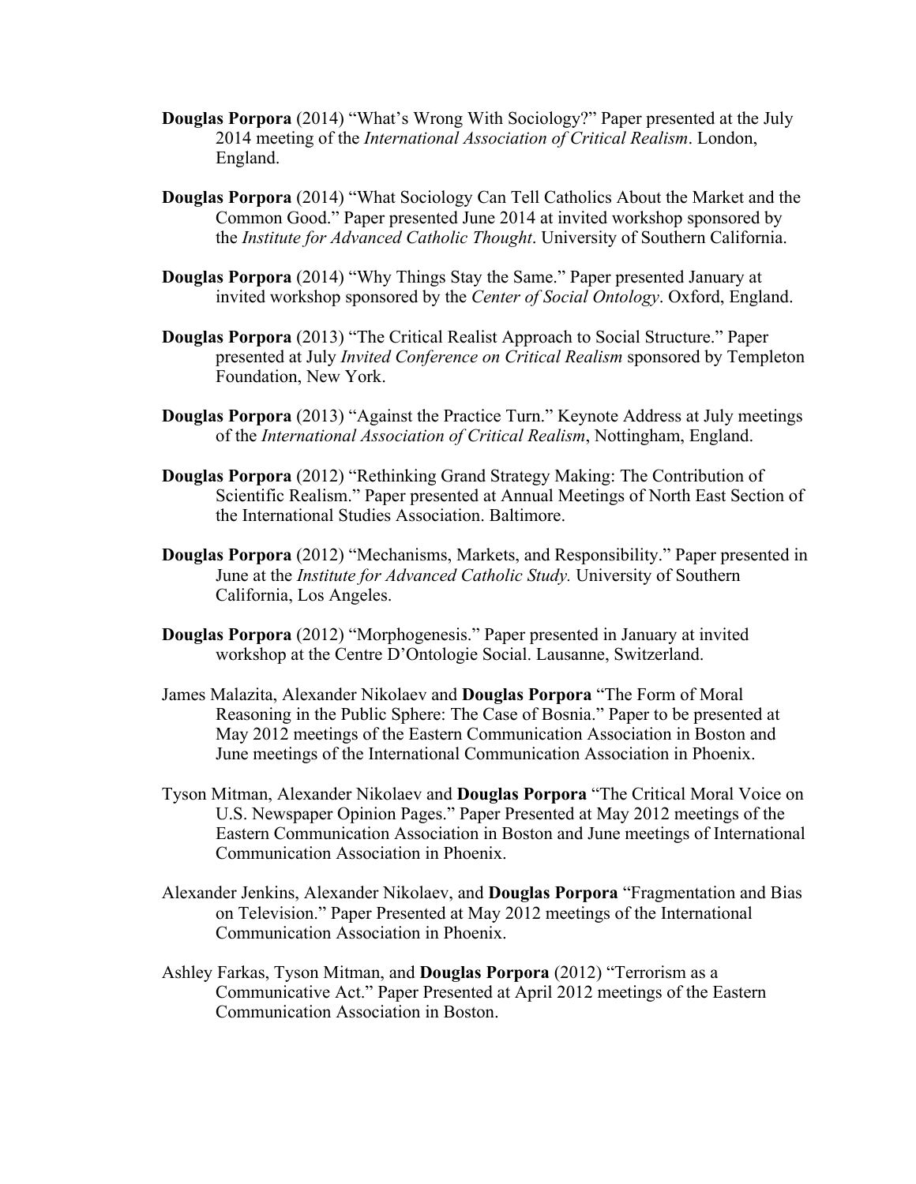**Douglas Porpora** (2014) "What's Wrong With Sociology?" Paper presented at the July 2014 meeting of the *International Association of Critical Realism*. London, England.

**Douglas Porpora** (2014) "What Sociology Can Tell Catholics About the Market and the Common Good." Paper presented June 2014 at invited workshop sponsored by the *Institute for Advanced Catholic Thought*. University of Southern California.

**Douglas Porpora** (2014) "Why Things Stay the Same." Paper presented January at invited workshop sponsored by the *Center of Social Ontology*. Oxford, England.

**Douglas Porpora** (2013) "The Critical Realist Approach to Social Structure." Paper presented at July *Invited Conference on Critical Realism* sponsored by Templeton Foundation, New York.

**Douglas Porpora** (2013) "Against the Practice Turn." Keynote Address at July meetings of the *International Association of Critical Realism*, Nottingham, England.

**Douglas Porpora** (2012) "Rethinking Grand Strategy Making: The Contribution of Scientific Realism." Paper presented at Annual Meetings of North East Section of the International Studies Association. Baltimore.

**Douglas Porpora** (2012) "Mechanisms, Markets, and Responsibility." Paper presented in June at the *Institute for Advanced Catholic Study.* University of Southern California, Los Angeles.

**Douglas Porpora** (2012) "Morphogenesis." Paper presented in January at invited workshop at the Centre D'Ontologie Social. Lausanne, Switzerland.

James Malazita, Alexander Nikolaev and **Douglas Porpora** "The Form of Moral Reasoning in the Public Sphere: The Case of Bosnia." Paper to be presented at May 2012 meetings of the Eastern Communication Association in Boston and June meetings of the International Communication Association in Phoenix.

Tyson Mitman, Alexander Nikolaev and **Douglas Porpora** "The Critical Moral Voice on U.S. Newspaper Opinion Pages." Paper Presented at May 2012 meetings of the Eastern Communication Association in Boston and June meetings of International Communication Association in Phoenix.

Alexander Jenkins, Alexander Nikolaev, and **Douglas Porpora** "Fragmentation and Bias on Television." Paper Presented at May 2012 meetings of the International Communication Association in Phoenix.

Ashley Farkas, Tyson Mitman, and **Douglas Porpora** (2012) "Terrorism as a Communicative Act." Paper Presented at April 2012 meetings of the Eastern Communication Association in Boston.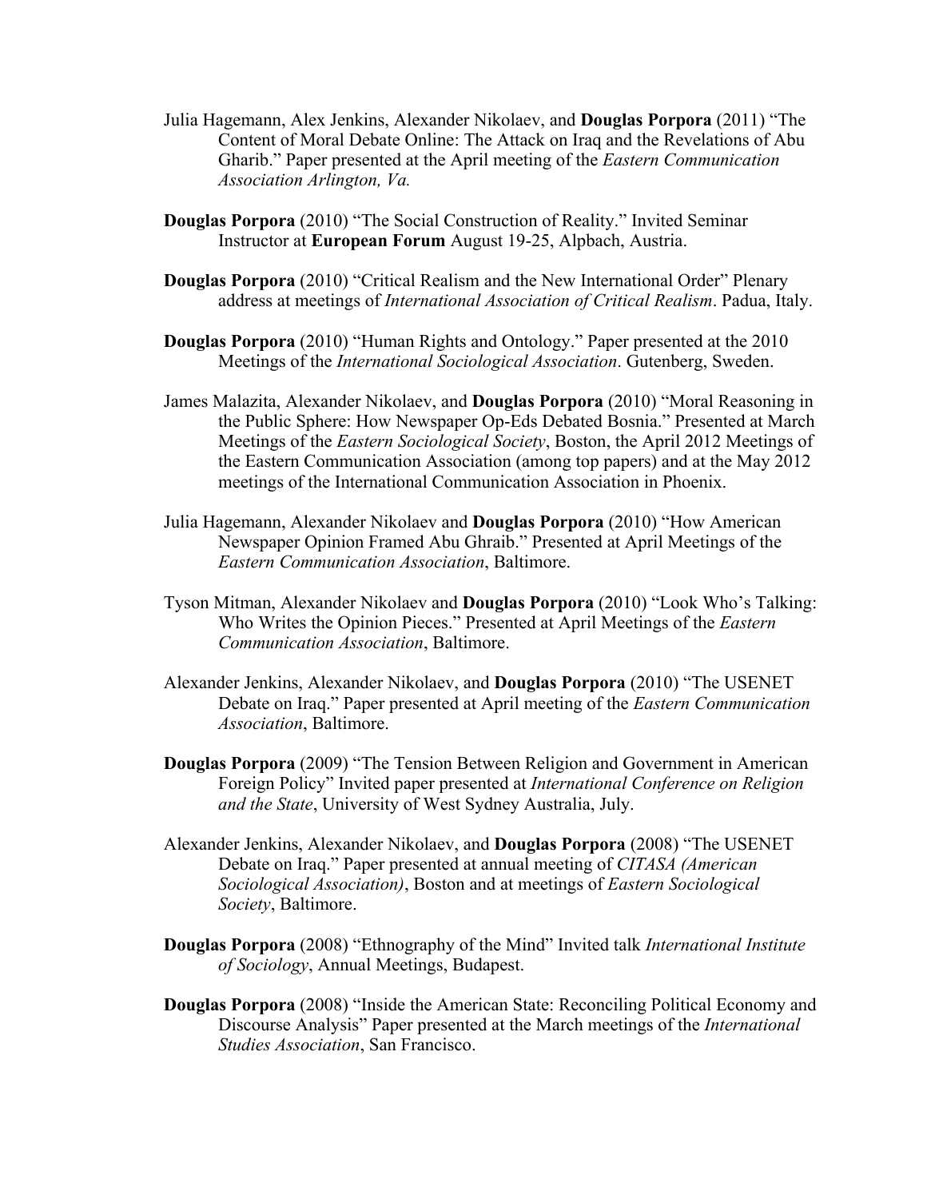Julia Hagemann, Alex Jenkins, Alexander Nikolaev, and **Douglas Porpora** (2011) "The Content of Moral Debate Online: The Attack on Iraq and the Revelations of Abu Gharib." Paper presented at the April meeting of the *Eastern Communication Association Arlington, Va.*

**Douglas Porpora** (2010) "The Social Construction of Reality." Invited Seminar Instructor at **European Forum** August 19-25, Alpbach, Austria.

**Douglas Porpora** (2010) "Critical Realism and the New International Order" Plenary address at meetings of *International Association of Critical Realism*. Padua, Italy.

**Douglas Porpora** (2010) "Human Rights and Ontology." Paper presented at the 2010 Meetings of the *International Sociological Association*. Gutenberg, Sweden.

James Malazita, Alexander Nikolaev, and **Douglas Porpora** (2010) "Moral Reasoning in the Public Sphere: How Newspaper Op-Eds Debated Bosnia." Presented at March Meetings of the *Eastern Sociological Society*, Boston, the April 2012 Meetings of the Eastern Communication Association (among top papers) and at the May 2012 meetings of the International Communication Association in Phoenix.

Julia Hagemann, Alexander Nikolaev and **Douglas Porpora** (2010) "How American Newspaper Opinion Framed Abu Ghraib." Presented at April Meetings of the *Eastern Communication Association*, Baltimore.

Tyson Mitman, Alexander Nikolaev and **Douglas Porpora** (2010) "Look Who's Talking: Who Writes the Opinion Pieces." Presented at April Meetings of the *Eastern Communication Association*, Baltimore.

Alexander Jenkins, Alexander Nikolaev, and **Douglas Porpora** (2010) "The USENET Debate on Iraq." Paper presented at April meeting of the *Eastern Communication Association*, Baltimore.

**Douglas Porpora** (2009) "The Tension Between Religion and Government in American Foreign Policy" Invited paper presented at *International Conference on Religion and the State*, University of West Sydney Australia, July.

Alexander Jenkins, Alexander Nikolaev, and **Douglas Porpora** (2008) "The USENET Debate on Iraq." Paper presented at annual meeting of *CITASA (American Sociological Association)*, Boston and at meetings of *Eastern Sociological Society*, Baltimore.

**Douglas Porpora** (2008) "Ethnography of the Mind" Invited talk *International Institute of Sociology*, Annual Meetings, Budapest.

**Douglas Porpora** (2008) "Inside the American State: Reconciling Political Economy and Discourse Analysis" Paper presented at the March meetings of the *International Studies Association*, San Francisco.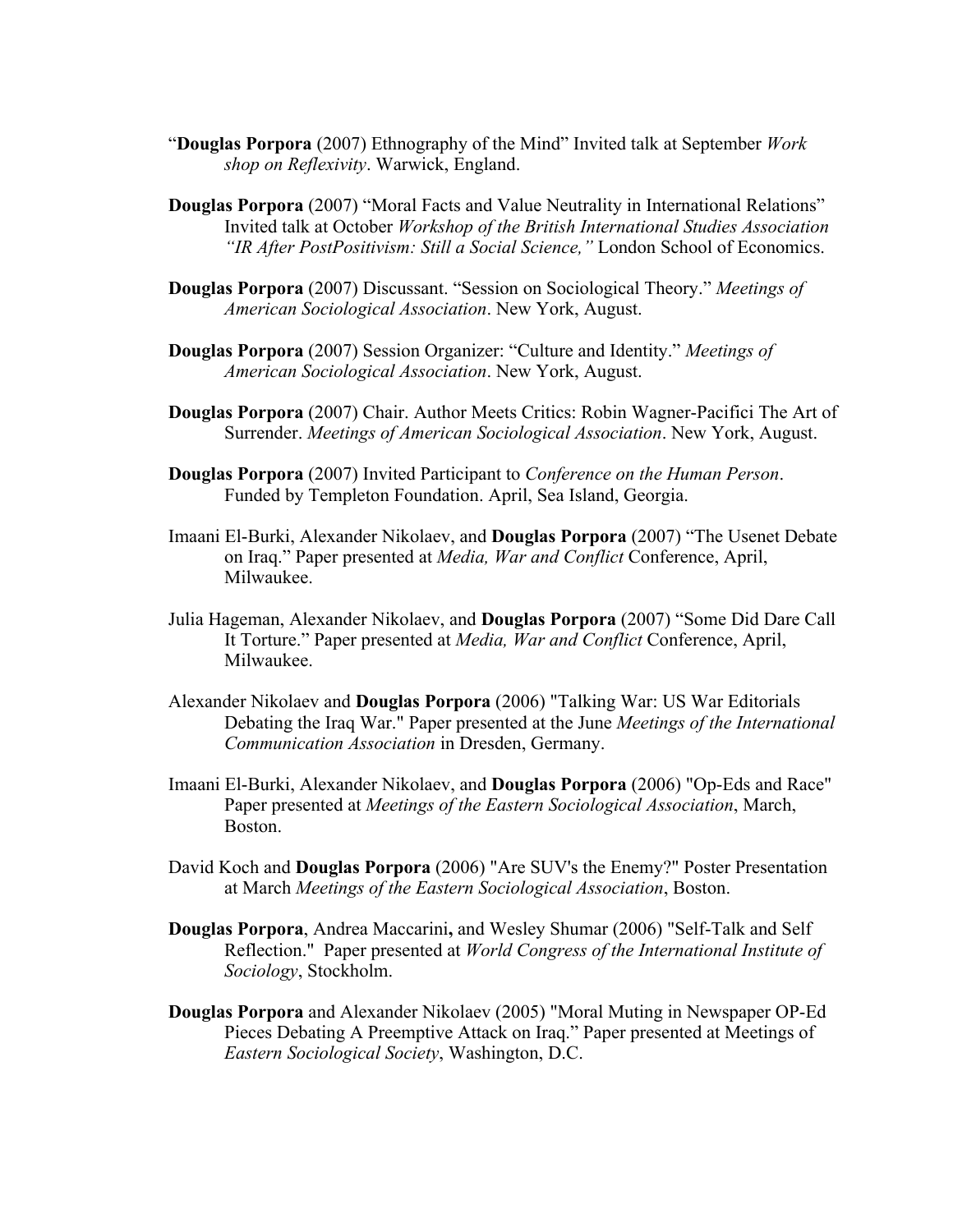"**Douglas Porpora** (2007) Ethnography of the Mind" Invited talk at September *Work shop on Reflexivity*. Warwick, England.

**Douglas Porpora** (2007) "Moral Facts and Value Neutrality in International Relations" Invited talk at October *Workshop of the British International Studies Association "IR After PostPositivism: Still a Social Science,"* London School of Economics.

**Douglas Porpora** (2007) Discussant. "Session on Sociological Theory." *Meetings of American Sociological Association*. New York, August.

**Douglas Porpora** (2007) Session Organizer: "Culture and Identity." *Meetings of American Sociological Association*. New York, August.

**Douglas Porpora** (2007) Chair. Author Meets Critics: Robin Wagner-Pacifici The Art of Surrender. *Meetings of American Sociological Association*. New York, August.

**Douglas Porpora** (2007) Invited Participant to *Conference on the Human Person*. Funded by Templeton Foundation. April, Sea Island, Georgia.

Imaani El-Burki, Alexander Nikolaev, and **Douglas Porpora** (2007) "The Usenet Debate on Iraq." Paper presented at *Media, War and Conflict* Conference, April, Milwaukee.

Julia Hageman, Alexander Nikolaev, and **Douglas Porpora** (2007) "Some Did Dare Call It Torture." Paper presented at *Media, War and Conflict* Conference, April, Milwaukee.

Alexander Nikolaev and **Douglas Porpora** (2006) "Talking War: US War Editorials Debating the Iraq War." Paper presented at the June *Meetings of the International Communication Association* in Dresden, Germany.

Imaani El-Burki, Alexander Nikolaev, and **Douglas Porpora** (2006) "Op-Eds and Race" Paper presented at *Meetings of the Eastern Sociological Association*, March, Boston.

David Koch and **Douglas Porpora** (2006) "Are SUV's the Enemy?" Poster Presentation at March *Meetings of the Eastern Sociological Association*, Boston.

**Douglas Porpora**, Andrea Maccarini**,** and Wesley Shumar (2006) "Self-Talk and Self Reflection." Paper presented at *World Congress of the International Institute of Sociology*, Stockholm.

**Douglas Porpora** and Alexander Nikolaev (2005) "Moral Muting in Newspaper OP-Ed Pieces Debating A Preemptive Attack on Iraq." Paper presented at Meetings of *Eastern Sociological Society*, Washington, D.C.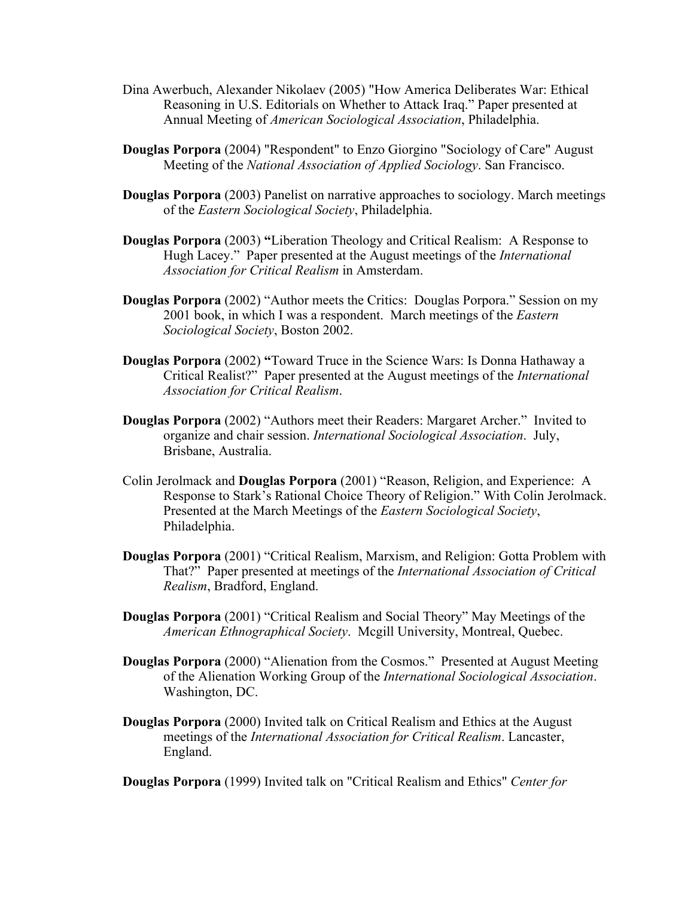Dina Awerbuch, Alexander Nikolaev (2005) "How America Deliberates War: Ethical Reasoning in U.S. Editorials on Whether to Attack Iraq." Paper presented at Annual Meeting of *American Sociological Association*, Philadelphia.

**Douglas Porpora** (2004) "Respondent" to Enzo Giorgino "Sociology of Care" August Meeting of the *National Association of Applied Sociology*. San Francisco.

**Douglas Porpora** (2003) Panelist on narrative approaches to sociology. March meetings of the *Eastern Sociological Society*, Philadelphia.

**Douglas Porpora** (2003) **"**Liberation Theology and Critical Realism: A Response to Hugh Lacey." Paper presented at the August meetings of the *International Association for Critical Realism* in Amsterdam.

**Douglas Porpora** (2002) "Author meets the Critics: Douglas Porpora." Session on my 2001 book, in which I was a respondent. March meetings of the *Eastern Sociological Society*, Boston 2002.

**Douglas Porpora** (2002) **"**Toward Truce in the Science Wars: Is Donna Hathaway a Critical Realist?" Paper presented at the August meetings of the *International Association for Critical Realism*.

**Douglas Porpora** (2002) "Authors meet their Readers: Margaret Archer." Invited to organize and chair session. *International Sociological Association*. July, Brisbane, Australia.

Colin Jerolmack and **Douglas Porpora** (2001) "Reason, Religion, and Experience: A Response to Stark's Rational Choice Theory of Religion." With Colin Jerolmack. Presented at the March Meetings of the *Eastern Sociological Society*, Philadelphia.

**Douglas Porpora** (2001) "Critical Realism, Marxism, and Religion: Gotta Problem with That?" Paper presented at meetings of the *International Association of Critical Realism*, Bradford, England.

**Douglas Porpora** (2001) "Critical Realism and Social Theory" May Meetings of the *American Ethnographical Society*. Mcgill University, Montreal, Quebec.

**Douglas Porpora** (2000) "Alienation from the Cosmos." Presented at August Meeting of the Alienation Working Group of the *International Sociological Association*. Washington, DC.

**Douglas Porpora** (2000) Invited talk on Critical Realism and Ethics at the August meetings of the *International Association for Critical Realism*. Lancaster, England.

**Douglas Porpora** (1999) Invited talk on "Critical Realism and Ethics" *Center for*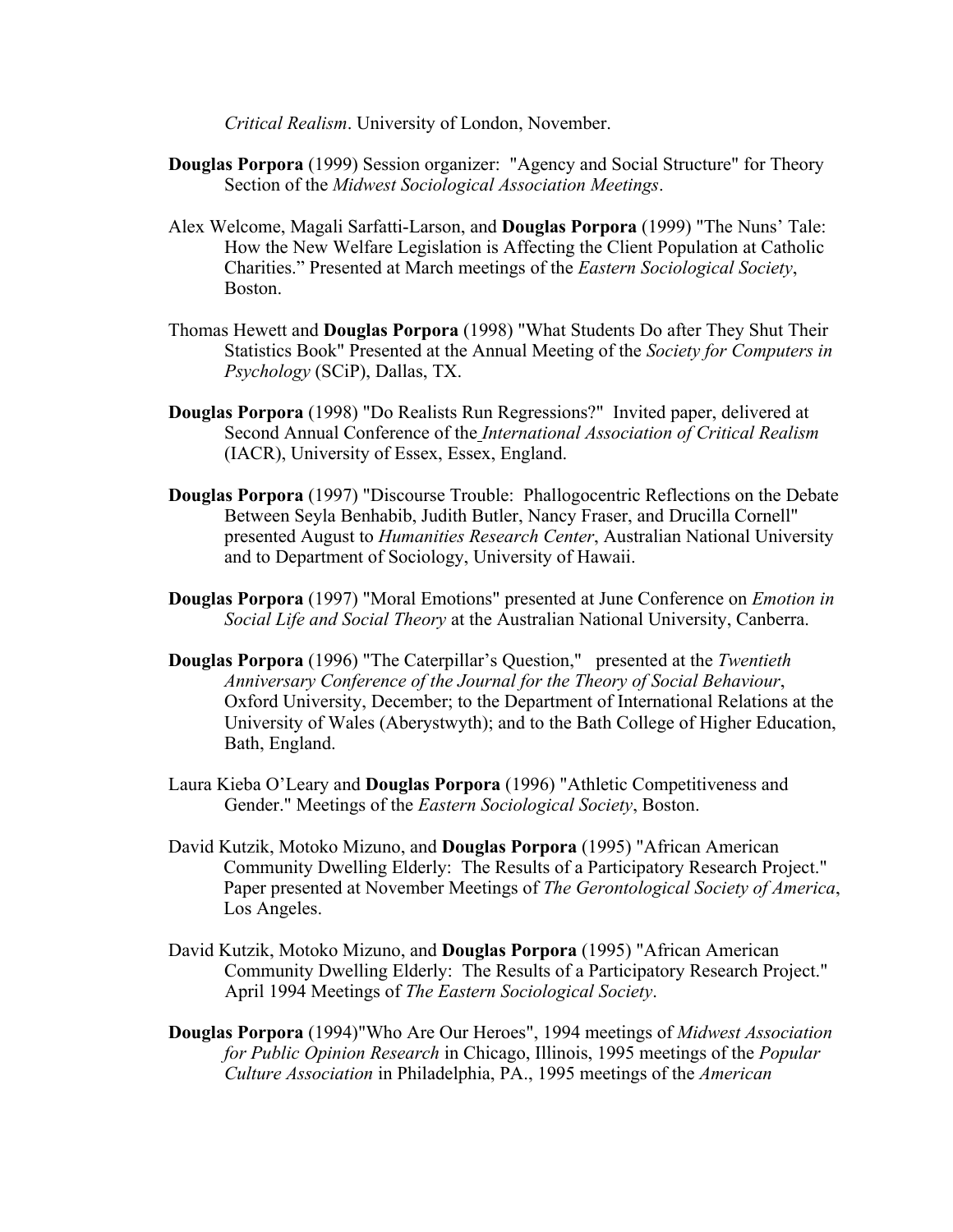*Critical Realism*. University of London, November.

**Douglas Porpora** (1999) Session organizer: "Agency and Social Structure" for Theory Section of the *Midwest Sociological Association Meetings*.

Alex Welcome, Magali Sarfatti-Larson, and **Douglas Porpora** (1999) "The Nuns' Tale: How the New Welfare Legislation is Affecting the Client Population at Catholic Charities." Presented at March meetings of the *Eastern Sociological Society*, Boston.

Thomas Hewett and **Douglas Porpora** (1998) "What Students Do after They Shut Their Statistics Book" Presented at the Annual Meeting of the *Society for Computers in Psychology* (SCiP), Dallas, TX.

**Douglas Porpora** (1998) "Do Realists Run Regressions?" Invited paper, delivered at Second Annual Conference of the *International Association of Critical Realism* (IACR), University of Essex, Essex, England.

**Douglas Porpora** (1997) "Discourse Trouble: Phallogocentric Reflections on the Debate Between Seyla Benhabib, Judith Butler, Nancy Fraser, and Drucilla Cornell" presented August to *Humanities Research Center*, Australian National University and to Department of Sociology, University of Hawaii.

**Douglas Porpora** (1997) "Moral Emotions" presented at June Conference on *Emotion in Social Life and Social Theory* at the Australian National University, Canberra.

**Douglas Porpora** (1996) "The Caterpillar's Question," presented at the *Twentieth Anniversary Conference of the Journal for the Theory of Social Behaviour*, Oxford University, December; to the Department of International Relations at the University of Wales (Aberystwyth); and to the Bath College of Higher Education, Bath, England.

Laura Kieba O'Leary and **Douglas Porpora** (1996) "Athletic Competitiveness and Gender." Meetings of the *Eastern Sociological Society*, Boston.

David Kutzik, Motoko Mizuno, and **Douglas Porpora** (1995) "African American Community Dwelling Elderly: The Results of a Participatory Research Project." Paper presented at November Meetings of *The Gerontological Society of America*, Los Angeles.

David Kutzik, Motoko Mizuno, and **Douglas Porpora** (1995) "African American Community Dwelling Elderly: The Results of a Participatory Research Project." April 1994 Meetings of *The Eastern Sociological Society*.

**Douglas Porpora** (1994)"Who Are Our Heroes", 1994 meetings of *Midwest Association for Public Opinion Research* in Chicago, Illinois, 1995 meetings of the *Popular Culture Association* in Philadelphia, PA., 1995 meetings of the *American*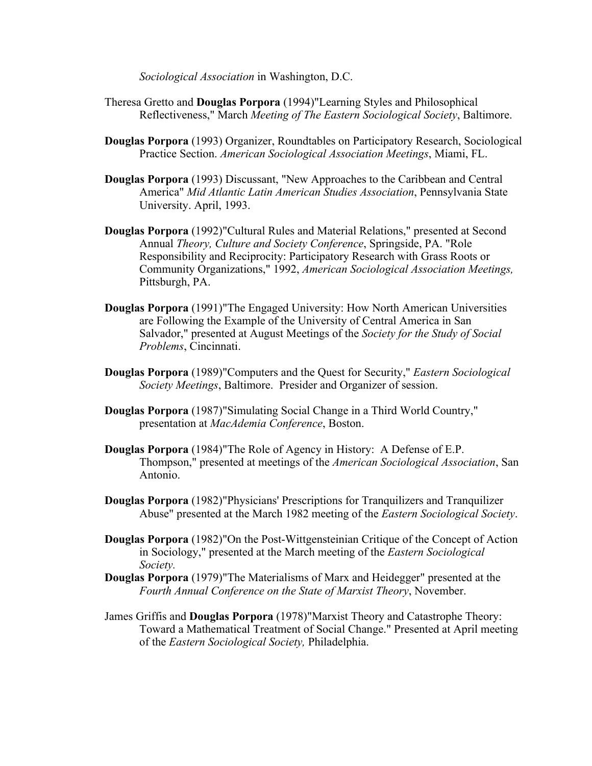*Sociological Association* in Washington, D.C.

Theresa Gretto and **Douglas Porpora** (1994)"Learning Styles and Philosophical Reflectiveness," March *Meeting of The Eastern Sociological Society*, Baltimore.

**Douglas Porpora** (1993) Organizer, Roundtables on Participatory Research, Sociological Practice Section. *American Sociological Association Meetings*, Miami, FL.

**Douglas Porpora** (1993) Discussant, "New Approaches to the Caribbean and Central America" *Mid Atlantic Latin American Studies Association*, Pennsylvania State University. April, 1993.

**Douglas Porpora** (1992)"Cultural Rules and Material Relations," presented at Second Annual *Theory, Culture and Society Conference*, Springside, PA. "Role Responsibility and Reciprocity: Participatory Research with Grass Roots or Community Organizations," 1992, *American Sociological Association Meetings,* Pittsburgh, PA.

**Douglas Porpora** (1991)"The Engaged University: How North American Universities are Following the Example of the University of Central America in San Salvador," presented at August Meetings of the *Society for the Study of Social Problems*, Cincinnati.

**Douglas Porpora** (1989)"Computers and the Quest for Security," *Eastern Sociological Society Meetings*, Baltimore. Presider and Organizer of session.

**Douglas Porpora** (1987)"Simulating Social Change in a Third World Country," presentation at *MacAdemia Conference*, Boston.

**Douglas Porpora** (1984)"The Role of Agency in History: A Defense of E.P. Thompson," presented at meetings of the *American Sociological Association*, San Antonio.

**Douglas Porpora** (1982)"Physicians' Prescriptions for Tranquilizers and Tranquilizer Abuse" presented at the March 1982 meeting of the *Eastern Sociological Society*.

**Douglas Porpora** (1982)"On the Post-Wittgensteinian Critique of the Concept of Action in Sociology," presented at the March meeting of the *Eastern Sociological Society.*

**Douglas Porpora** (1979)"The Materialisms of Marx and Heidegger" presented at the *Fourth Annual Conference on the State of Marxist Theory*, November.

James Griffis and **Douglas Porpora** (1978)"Marxist Theory and Catastrophe Theory: Toward a Mathematical Treatment of Social Change." Presented at April meeting of the *Eastern Sociological Society,* Philadelphia.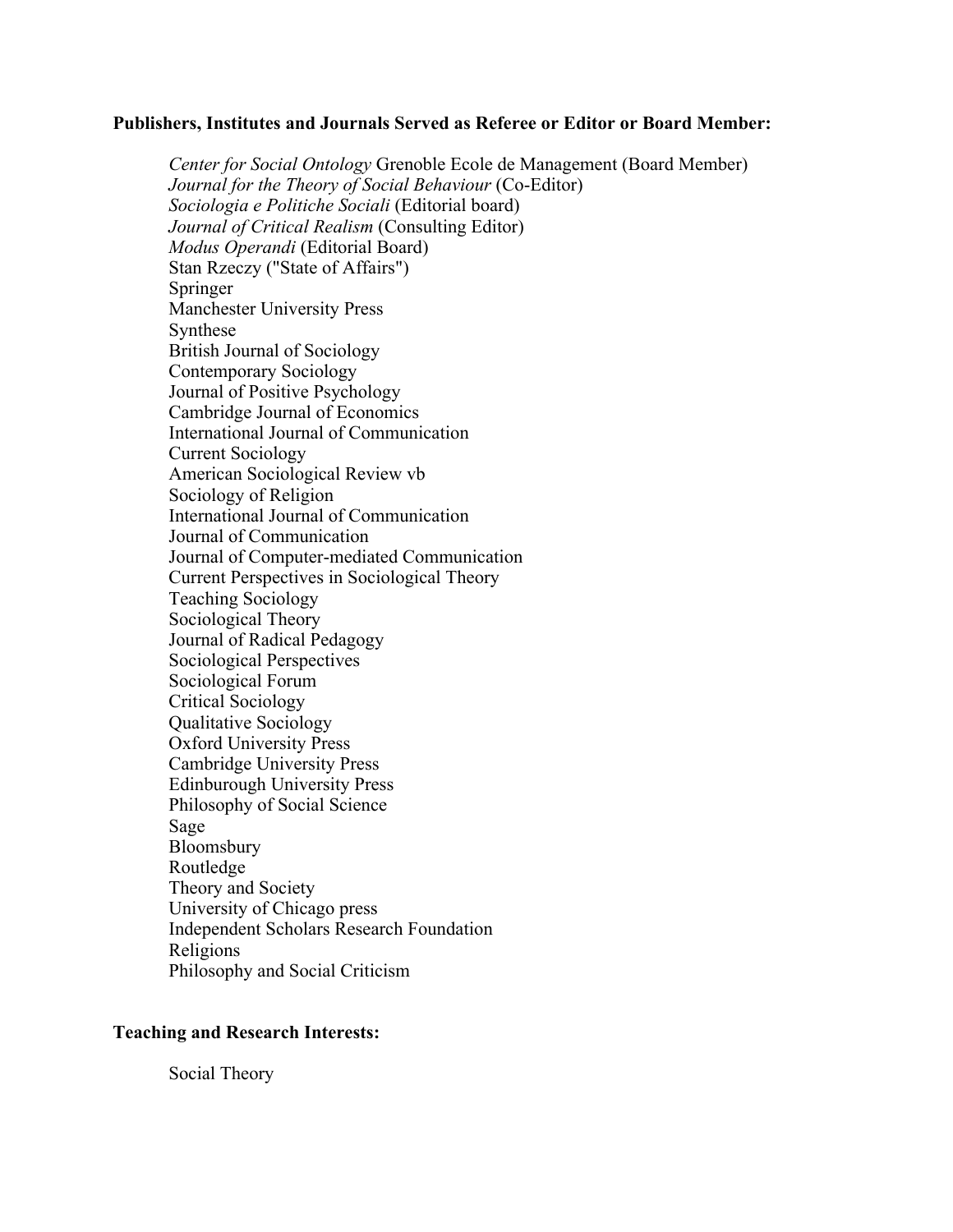**Publishers, Institutes and Journals Served as Referee or Editor or Board Member:**

*Center for Social Ontology* Grenoble Ecole de Management (Board Member)
*Journal for the Theory of Social Behaviour* (Co-Editor)
*Sociologia e Politiche Sociali* (Editorial board)
*Journal of Critical Realism* (Consulting Editor)
*Modus Operandi* (Editorial Board)
Stan Rzeczy ("State of Affairs")
Springer
Manchester University Press
Synthese
British Journal of Sociology
Contemporary Sociology
Journal of Positive Psychology
Cambridge Journal of Economics
International Journal of Communication
Current Sociology
American Sociological Review vb
Sociology of Religion
International Journal of Communication
Journal of Communication
Journal of Computer-mediated Communication
Current Perspectives in Sociological Theory
Teaching Sociology
Sociological Theory
Journal of Radical Pedagogy
Sociological Perspectives
Sociological Forum
Critical Sociology
Qualitative Sociology
Oxford University Press
Cambridge University Press
Edinburough University Press
Philosophy of Social Science
Sage
Bloomsbury
Routledge
Theory and Society
University of Chicago press
Independent Scholars Research Foundation
Religions
Philosophy and Social Criticism

**Teaching and Research Interests:**

Social Theory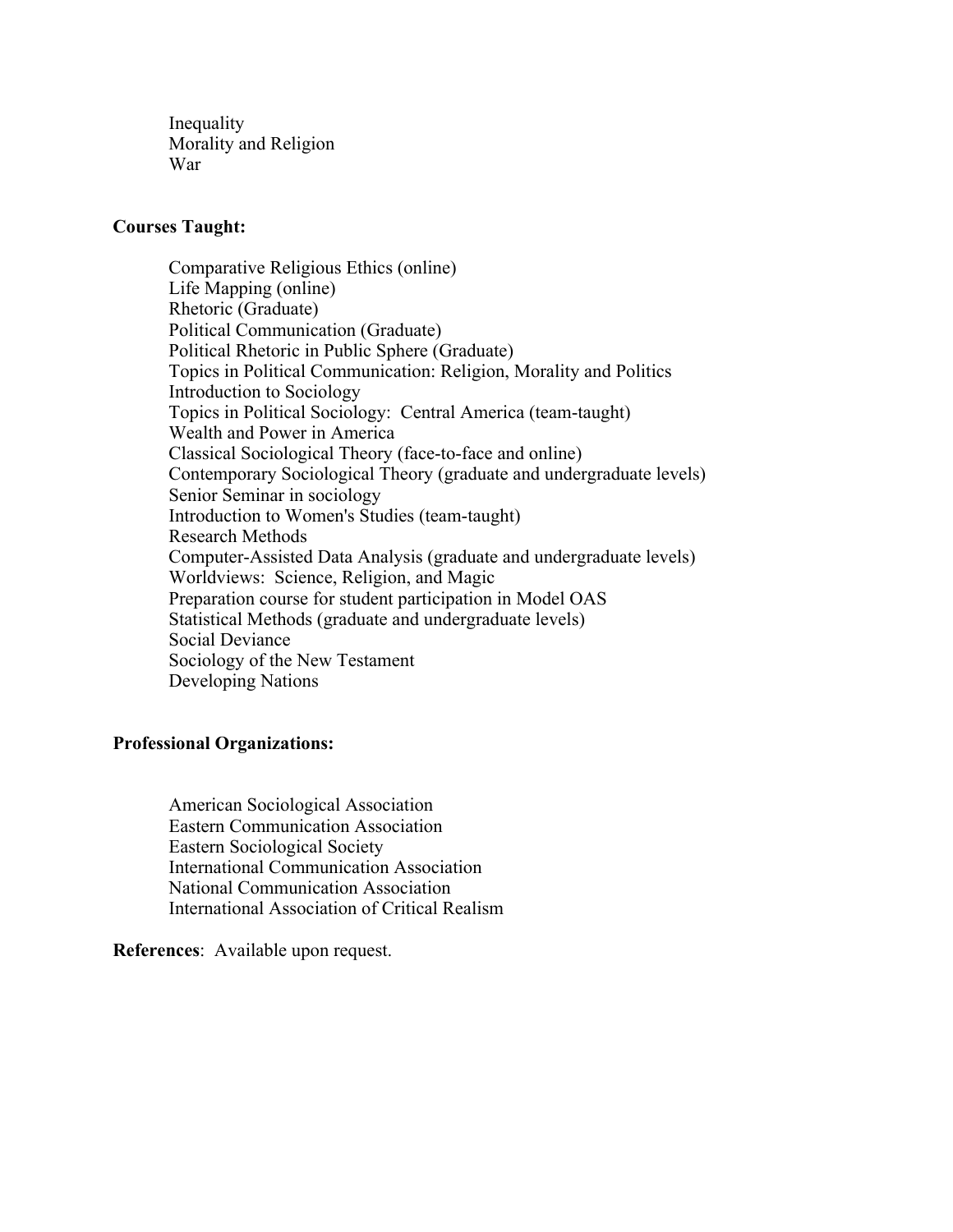Inequality
Morality and Religion
War

**Courses Taught:**

Comparative Religious Ethics (online)
Life Mapping (online)
Rhetoric (Graduate)
Political Communication (Graduate)
Political Rhetoric in Public Sphere (Graduate)
Topics in Political Communication: Religion, Morality and Politics
Introduction to Sociology
Topics in Political Sociology: Central America (team-taught)
Wealth and Power in America
Classical Sociological Theory (face-to-face and online)
Contemporary Sociological Theory (graduate and undergraduate levels)
Senior Seminar in sociology
Introduction to Women's Studies (team-taught)
Research Methods
Computer-Assisted Data Analysis (graduate and undergraduate levels)
Worldviews: Science, Religion, and Magic
Preparation course for student participation in Model OAS
Statistical Methods (graduate and undergraduate levels)
Social Deviance
Sociology of the New Testament
Developing Nations

**Professional Organizations:**

American Sociological Association
Eastern Communication Association
Eastern Sociological Society
International Communication Association
National Communication Association
International Association of Critical Realism

**References**: Available upon request.